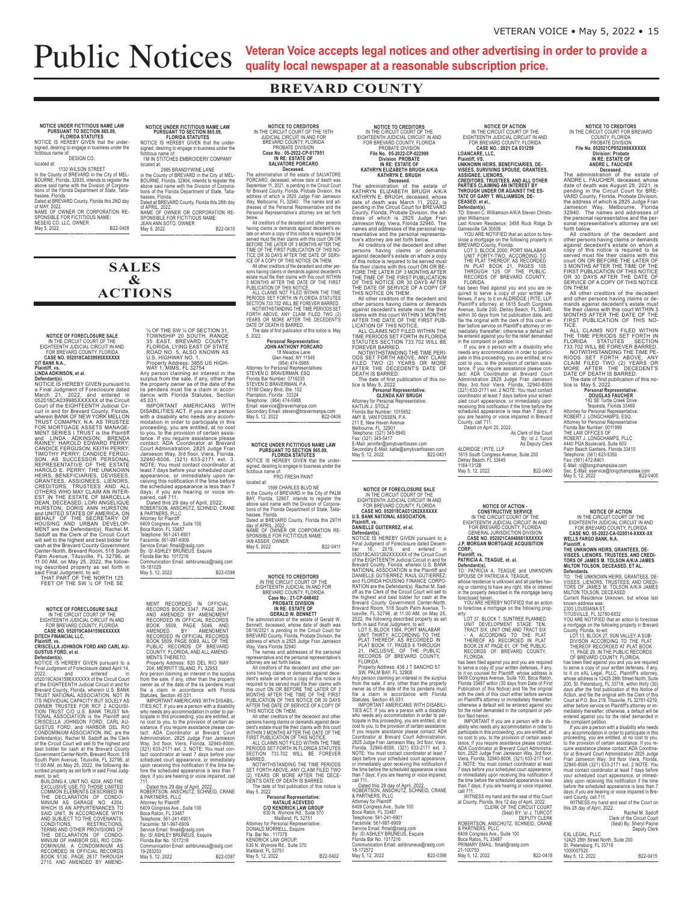# Public Notices

**Veteran Voice accepts legal notices and other advertising in order to provide a quality local newspaper at a reasonable subscription price.**

## BREVARD COUNTY

**NOTICE UNDER FICTITIOUS NAME LAW PURSUANT TO SECTION 865.09, FLORIDA STATUTES**

NOTICE IS HEREBY GIVEN that the undersigned, desiring to engage in business under the fictitious name of:

DESIGN CO.

located at:

1130 WILSON STREET

in the County of BREVARD in the City of MELBOURNE, Florida, 32935, intends to register the above said name with the Division of Corporations of the Florida Department of State, Tallahassee, Florida.

Dated at BREVARD County, Florida this 2ND day of MAY, 2022.

NAME OF OWNER OR CORPORATION RESPONSIBLE FOR FICTITIOUS NAME:

NESEIG CO. LLC, OWNER

May 5, 2022 B22-0408

**NOTICE UNDER FICTITIOUS NAME LAW PURSUANT TO SECTION 865.09, FLORIDA STATUTES**

NOTICE IS HEREBY GIVEN that the undersigned, desiring to engage in business under the fictitious name of:

I'M IN STITCHES EMBROIDERY COMPANY

located at:

2995 BRANDYWINE LANE

in the County of BREVARD in the City of MELBOURNE, Florida, 32904, intends to register the above said name with the Division of Corporations of the Florida Department of State, Tallahassee, Florida.

Dated at BREVARD County, Florida this 28th day of APRIL, 2022.

NAME OF OWNER OR CORPORATION RESPONSIBLE FOR FICTITIOUS NAME:

JEAN ANN SOTO, OWNER

May 5, 2022 B22-0410

**NOTICE TO CREDITORS**

IN THE CIRCUIT COURT OF THE 18TH JUDICIAL CIRCUIT IN AND FOR BREVARD COUNTY, FLORIDA

PROBATE DIVISION

**Case No.: 05-2022-CP-017951**

**IN RE: ESTATE OF SALVATORE PORCARO**

**Deceased.**

The administration of the estate of SALVATORE PORCARO, deceased, whose date of death was September 11, 2021, is pending in the Circuit Court for Brevard County, Florida, Probate Division, the address of which is 2825 Judge Fran Jamieson Way, Melbourne, FL 32940. The names and addresses of the Personal Representative and the Personal Representative's attorney are set forth below.

All creditors of the decedent and other persons having claims or demands against decedent's estate on whom a copy of this notice is required to be served must file their claims with this court ON OR BEFORE THE LATER OF 3 MONTHS AFTER THE TIME OF THE FIRST PUBLICATION OF THIS NOTICE OR 30 DAYS AFTER THE DATE OF SERVICE OF A COPY OF THIS NOTICE ON THEM.

All other creditors of the decedent and other persons having claims or demands against decedent's estate must file their claims with this court WITHIN 3 MONTHS AFTER THE DATE OF THE FIRST PUBLICATION OF THIS NOTICE.

ALL CLAIMS NOT FILED WITHIN THE TIME PERIODS SET FORTH IN FLORIDA STATUTES SECTION 733.702 WILL BE FOREVER BARRED.

NOTWITHSTANDING THE TIME PERIODS SET FORTH ABOVE, ANY CLAIM FILED TWO (2) YEARS OR MORE AFTER THE DECEDENT'S DATE OF DEATH IS BARRED.

The date of first publication of this notice is May 5, 2022.

**Personal Representative:**
**JOHN ANTHONY PORCARO**
18 Meadow Lane
Glen Head, NY 11545
(954) 474-5988

Attorney for Personal Representatives:
STEVEN D. BRAVERMAN, ESQ
Florida Bar Number: 0716235
STEVEN D BRAVERMAN, P.A.
10189 Cleary Blvd, Ste. 102
Plantation, Florida 33324
Telephone: (954) 474-5988
Email: eservice@bravermanpa.com
Secondary Email: steven@bravermanpa.com
May 5, 12, 2022 B22-0406

**NOTICE TO CREDITORS**

IN THE CIRCUIT COURT OF THE EIGHTEENTH JUDICIAL CIRCUIT IN AND FOR BREVARD COUNTY, FLORIDA

PROBATE DIVISION

**File No. 05-2022-CP-022999**

**Division PROBATE**

**IN RE: ESTATE OF KATHRYN ELIZABETH BRUGH A/K/A KATHRYN E. BRUGH**

**Deceased.**

The administration of the estate of KATHRYN ELIZABETH BRUGH A/K/A KATHRYN E. BRUGH, deceased, whose date of death was March 11, 2022, is pending in the Circuit Court for BREVARD County, Florida, Probate Division, the address of which is 2825 Judge Fran Jamieson Way, Viera, Florida 32940. The names and addresses of the personal representative and the personal representative's attorney are set forth below.

All creditors of the decedent and other persons having claims or demands against decedent's estate on whom a copy of this notice is required to be served must file their claims with this court ON OR BEFORE THE LATER OF 3 MONTHS AFTER THE TIME OF THE FIRST PUBLICATION OF THIS NOTICE OR 30 DAYS AFTER THE DATE OF SERVICE OF A COPY OF THIS NOTICE ON THEM.

All other creditors of the decedent and other persons having claims or demands against decedent's estate must file their claims with this court WITHIN 3 MONTHS AFTER THE DATE OF THE FIRST PUBLICATION OF THIS NOTICE.

ALL CLAIMS NOT FILED WITHIN THE TIME PERIODS SET FORTH IN FLORIDA STATUTES SECTION 733.702 WILL BE FOREVER BARRED.

NOTWITHSTANDING THE TIME PERIODS SET FORTH ABOVE, ANY CLAIM FILED TWO (2) YEARS OR MORE AFTER THE DECEDENT'S DATE OF DEATH IS BARRED.

The date of first publication of this notice is May 5, 2022.

**Personal Representative:**
**GLENDA KAY BRUGH**

Attorney for Personal Representative:
KAITLIN J. STOLZ
Florida Bar Number: 1015652
AMY B. VAN FOSSEN, P.A.
211 E. New Haven Avenue
Melbourne, FL 32901
Telephone: (321) 345-5945
Fax: (321) 345-5417
E-Mail: jennifer@amybvanfossen.com
Secondary E-Mail: katie@amybvanfossen.com
May 5, 12, 2022 B22-0401

**NOTICE OF ACTION**

IN THE CIRCUIT COURT OF THE EIGHTEENTH JUDICIAL CIRCUIT IN AND FOR BREVARD COUNTY, FLORIDA

**CASE NO.: 2021 CA 031259**

**LOANCARE, LLC,**
**Plaintiff, VS.**
**UNKNOWN HEIRS, BENEFICIARIES, DEVISEES, SURVIVING SPOUSE, GRANTEES, ASSIGNEE, LIENORS, CREDITORS, TRUSTEES, AND ALL OTHER PARTIES CLAIMING AN INTEREST BY THROUGH UNDER OR AGAINST THE ESTATE OF GARY T. WILLIAMSON, DECEASED; et al.,**
**Defendant(s).**

TO: Steven C. Williamson A/K/A Steven Christopher Williamson
Last Known Residence: 3458 Rock Ridge Dr Gainesville GA 30506

YOU ARE NOTIFIED that an action to foreclose a mortgage on the following property in BREVARD County, Florida:

LOT 3, BLOCK 2000, PORT MALABAR UNIT FORTY-TWO, ACCORDING TO THE PLAT THEREOF, AS RECORDED IN PLAT BOOK 21, PAGES 105 THROUGH 125 OF THE PUBLIC RECORDS OF BREVARD COUNTY, FLORIDA.

has been filed against you and you are required to serve a copy of your written defenses, if any, to it on ALDRIDGE | PITE, LLP, Plaintiff's attorney, at 1615 South Congress Avenue, Suite 200, Delray Beach, FL 33445, within 30 days from 1st publication date, and file the original with the clerk of this court either before service on Plaintiff's attorney or immediately thereafter; otherwise a default will be entered against you for the relief demanded in the complaint or petition.

If you are a person with a disability who needs any accommodation in order to participate in this proceeding, you are entitled, at no cost to you, to the provision of certain assistance. If you require assistance please contact: ADA Coordinator at Brevard Court Administration 2825 Judge Fran Jamieson Way, 3rd floor, Viera, Florida, 32940-8006 (321) 633-2171 ext. 2 NOTE: You must contact coordinator at least 7 days before your scheduled court appearance, or immediately upon receiving this notification if the time before the scheduled appearance is less than 7 days; if you are hearing or voice impaired in Brevard County, call 711.

Dated on April 20, 2022.

As Clerk of the Court
By: \s\ J. Turcot
As Deputy Clerk

ALDRIDGE | PITE, LLP
1615 South Congress Avenue, Suite 200
Delray Beach, FL 33445
1184-1312B
May 5, 12, 2022 B22-0400

**NOTICE TO CREDITORS**

IN THE CIRCUIT COURT FOR BREVARD COUNTY, FLORIDA

PROBATE DIVISION

**File No. 052021CP052369XXXXXX**

**Division: Probate**

**IN RE: ESTATE OF ANDRE L. FAUCHER**

**Deceased.**

The administration of the estate of ANDRE L. FAUCHER, deceased, whose date of death was August 28, 2021, is pending in the Circuit Court for BREVARD County, Florida, Probate Division, the address of which is 2825 Judge Fran Jamieson Way, Melbourne, Florida 32940. The names and addresses of the personal representative and the personal representative's attorney are set forth below.

All creditors of the decedent and other persons having claims or demands against decedent's estate on whom a copy of this notice is required to be served must file their claims with this court ON OR BEFORE THE LATER OF 3 MONTHS AFTER THE TIME OF THE FIRST PUBLICATION OF THIS NOTICE OR 30 DAYS AFTER THE DATE OF SERVICE OF A COPY OF THIS NOTICE ON THEM.

All other creditors of the decedent and other persons having claims or demands against decedent's estate must file their claims with this court WITHIN 3 MONTHS AFTER THE DATE OF THE FIRST PUBLICATION OF THIS NOTICE.

ALL CLAIMS NOT FILED WITHIN THE TIME PERIODS SET FORTH IN FLORIDA STATUTES SECTION 733.702 WILL BE FOREVER BARRED.

NOTWITHSTANDING THE TIME PERIODS SET FORTH ABOVE, ANY CLAIM FILED TWO (2) YEARS OR MORE AFTER THE DECEDENT'S DATE OF DEATH IS BARRED.

The date of first publication of this notice is May 5, 2022.

**Personal Representative:**
**DOUGLAS FAUCHER**
142 SE Turtle Creek Drive
Tequesta, Florida 33469

Attorney for Personal Representative:
ROBERT J. LONGCHAMPS, ESQ.
Attorney for Personal Representative
Florida Bar Number: 0011999
THE LAW OFFICES OF
ROBERT J. LONGCHAMPS, PLLC
4440 PGA Boulevard, Suite 600
Palm Beach Gardens, Florida 33410
Telephone: (561) 623-5350
Fax: (561) 472-8401
E-Mail: rjl@longchampslaw.com
Sec. E-Mail: eservice@longchampslaw.com
May 5, 12, 2022 B22-0405

## SALES & ACTIONS

**NOTICE OF FORECLOSURE SALE**

IN THE CIRCUIT COURT OF THE EIGHTEENTH JUDICIAL CIRCUIT IN AND FOR BREVARD COUNTY, FLORIDA

**CASE NO. 052018CA039985XXXXXX**

**CIT BANK N.A.,**
**Plaintiff, vs.**
**LINDA ADKINSON, et al.**
**Defendant(s).**

NOTICE IS HEREBY GIVEN pursuant to a Final Judgment of Foreclosure dated March 21, 2022, and entered in 052018CA039985XXXXXX of the Circuit Court of the EIGHTEENTH Judicial Circuit in and for Brevard County, Florida, wherein BANK OF NEW YORK MELLON TRUST COMPANY, N.A. AS TRUSTEE FOR MORTGAGE ASSETS MANAGEMENT SERIES I TRUST is the Plaintiff and LINDA ADKINSON; BRENDA RAINEY; HAROLD EDWARD PERRY; CANDICE FERGUSON; KEITH PERRY; TIMOTHY PERRY; CANDICE FERGUSON, AS SUCCESSOR PERSONAL REPRESENTATIVE OF THE ESTATE HAROLD E. PERRY; THE UNKNOWN HEIRS, BENEFICIARIES, DEVISEES, GRANTEES, ASSIGNEES, LIENORS, CREDITORS, TRUSTEES AND ALL OTHERS WHO MAY CLAIM AN INTEREST IN THE ESTATE OF MARCELLA DEAN, DECEASED; LORI ANGELIQUE HURSTON; DORIS ANN HURSTON; and UNITED STATES OF AMERICA, ON BEHALF OF THE SECRETARY OF HOUSING AND URBAN DEVELOPMENT are the Defendant(s). Rachel M. Sadoff as the Clerk of the Circuit Court will sell to the highest and best bidder for cash at the Brevard County Government Center-North, Brevard Room, 518 South Palm Avenue, Titusville, FL 32796, at 11:00 AM, on May 25, 2022, the following described property as set forth in said Final Judgment, to wit:

THAT PART OF THE NORTH 125 FEET OF THE SW ¼ OF THE SE ¼ OF THE SW ¼ OF SECTION 31, TOWNSHIP 20 SOUTH, RANGE 35 EAST, BREVARD COUNTY, FLORIDA, LYING EAST OF STATE ROAD NO. 5, ALSO KNOWN AS U.S. HIGHWAY NO. 1.

Property Address: 3855 US HIGHWAY 1, MIMS, FL 32754

Any person claiming an interest in the surplus from the sale, if any, other than the property owner as of the date of the lis pendens must file a claim in accordance with Florida Statutes, Section 45.031.

IMPORTANT AMERICANS WITH DISABILITIES ACT: If you are a person with a disability who needs any accommodation in order to participate in this proceeding, you are entitled, at no cost to you, to the provision of certain assistance. If you require assistance please contact: ADA Coordinator at Brevard Court Administration, 2825 Judge Fran Jamieson Way, 3rd floor, Viera, Florida, 32940-8006, (321) 633-2171 ext. 3. NOTE: You must contact coordinator at least 7 days before your scheduled court appearance, or immediately upon receiving this notification if the time before the scheduled appearance is less than 7 days; if you are hearing or voice impaired, call 711.

Dated this 29 day of April, 2022.

ROBERTSON, ANSCHUTZ, SCHNEID, CRANE & PARTNERS, PLLC
Attorney for Plaintiff
6409 Congress Ave., Suite 100
Boca Raton, FL 33487
Telephone: 561-241-6901
Facsimile: 561-997-6909
Service Email: flmail@raslg.com
By: \S\ ASHLEY BRUNEUS, Esquire
Florida Bar No. 1017216
Communication Email: ashbruneus@raslg.com
18-181029
May 5, 12, 2022 B22-0399

**NOTICE OF FORECLOSURE SALE**

IN THE CIRCUIT COURT OF THE EIGHTEENTH JUDICIAL CIRCUIT IN AND FOR BREVARD COUNTY, FLORIDA

**CASE NO. 052019CA041596XXXXXX**

**DITECH FINANCIAL LLC,**
**Plaintiff, vs.**
**CRISCELLA JOHNSON FORD AND CARL AUGUSTUS FORD, et al.**
**Defendant(s).**

NOTICE IS HEREBY GIVEN pursuant to a Final Judgment of Foreclosure dated April 14, 2022, and entered in 052019CA041596XXXXXX of the Circuit Court of the EIGHTEENTH Judicial Circuit in and for Brevard County, Florida, wherein U.S. BANK TRUST NATIONAL ASSOCIATION, NOT IN ITS INDIVIDUAL CAPACITY BUT SOLELY AS OWNER TRUSTEE FOR RCF 2 ACQUISITION TRUST C/O U.S. BANK TRUST NATIONAL ASSOCIATION is the Plaintiff and CRISCELLA JOHNSON FORD; CARL AUGUSTUS FORD; and HARBOR DEL RIO CONDOMINIUM ASSOCIATION, INC. are the Defendant(s). Rachel M. Sadoff as the Clerk of the Circuit Court will sell to the highest and best bidder for cash at the Brevard County Government Center-North, Brevard Room, 518 South Palm Avenue, Titusville, FL 32796, at 11:00 AM, on May 25, 2022, the following described property as set forth in said Final Judgment, to wit:

BUILDING 4, UNIT NO. 4204, AND THE EXCLUSIVE USE TO THOSE LIMITED COMMON ELEMENTS DESCRIBED IN THE DECLARATION OF CONDOMINIUM AS GARAGE NO. 4204, WHICH IS AN APPURTENANCES TO SAID UNIT, IN ACCORDANCE WITH AND SUBJECT TO THE COVENANTS, CONDITIONS, RESTRICTIONS, TERMS AND OTHER PROVISIONS OF THE DECLARATION OF CONDOMINIUM OF HARBOR DEL RIO CONDOMINIUM, A CONDOMINIUM AS RECORDED IN OFFICIAL RECORDS BOOK 5130, PAGE 2617 THROUGH 2710, AND AMENDED BY AMENDMENT RECORDED IN OFFICIAL RECORDS BOOK 5347, PAGE 3941, AND AMENDED BY AMENDMENT RECORDED IN OFFICIAL RECORDS BOOK 5509, PAGE 5046, AND AMENDED BY AMENDMENT RECORDED IN OFFICIAL RECORDS BOOK 5509, PAGE 5069, ALL OF THE PUBLIC RECORDS OF BREVARD COUNTY, FLORIDA, AND ALL AMENDMENTS THERETO.

Property Address: 820 DEL RIO WAY #402, MERRITT ISLAND, FL 32953

Any person claiming an interest in the surplus from the sale, if any, other than the property owner as of the date of the lis pendens must file a claim in accordance with Florida Statutes, Section 45.031.

IMPORTANT AMERICANS WITH DISABILITIES ACT: If you are a person with a disability who needs any accommodation in order to participate in this proceeding, you are entitled, at no cost to you, to the provision of certain assistance. If you require assistance please contact: ADA Coordinator at Brevard Court Administration, 2825 Judge Fran Jamieson Way, 3rd floor, Viera, Florida, 32940-8006, (321) 633-2171 ext. 3. NOTE: You must contact coordinator at least 7 days before your scheduled court appearance, or immediately upon receiving this notification if the time before the scheduled appearance is less than 7 days; if you are hearing or voice impaired, call 711.

Dated this 29 day of April, 2022.

ROBERTSON, ANSCHUTZ, SCHNEID, CRANE & PARTNERS, PLLC
Attorney for Plaintiff
6409 Congress Ave., Suite 100
Boca Raton, FL 33487
Telephone: 561-241-6901
Facsimile: 561-997-6909
Service Email: flmail@raslg.com
By: \S\ ASHLEY BRUNEUS, Esquire
Florida Bar No. 1017216
Communication Email: ashbruneus@raslg.com
19-283253
May 5, 12, 2022 B22-0397

**NOTICE UNDER FICTITIOUS NAME LAW PURSUANT TO SECTION 865.09, FLORIDA STATUTES**

NOTICE IS HEREBY GIVEN that the undersigned, desiring to engage in business under the fictitious name of:

PRO FRESH PAINT

located at:

1599 CHARLES BLVD NE

in the County of BREVARD in the City of PALM BAY, Florida, 32907, intends to register the above said name with the Division of Corporations of the Florida Department of State, Tallahassee, Florida.

Dated at BREVARD County, Florida this 29TH day of APRIL, 2022.

NAME OF OWNER OR CORPORATION RESPONSIBLE FOR FICTITIOUS NAME:

IAN ASSER, OWNER

May 5, 2022 B22-0411

**NOTICE TO CREDITORS**

IN THE CIRCUIT COURT OF THE EIGHTEENTH JUDICIAL CIRCUIT IN AND FOR BREVARD COUNTY, FLORIDA

**Case No.: 21-CP-048402**

**PROBATE DIVISION**

**IN RE: ESTATE OF GERALD W. BENNETT**

The administration of the estate of Gerald W. Bennett, deceased, whose date of death was 08/16/2021 is pending in the Circuit Court for BREVARD County, Florida, Probate Division, the address of which is 2825 Judge Fran Jamieson Way, Viera, Florida 32940

The names and addresses of the personal representative and the personal representative's attorney are set forth below.

All creditors of the decedent and other persons having claims or demands against decedent's estate on whom a copy of this notice is required to be served must file their claims with this court ON OR BEFORE THE LATER OF 3 MONTHS AFTER THE TIME OF THE FIRST PUBLICATION OF THIS NOTICE OR 30 DAYS AFTER THE DATE OF SERVICE OF A COPY OF THIS NOTICE ON THEM.

All other creditors of the decedent and other persons having claims or demands against decedent's estate must file their claims with this court WITHIN 3 MONTHS AFTER THE DATE OF THE FIRST PUBLICATION OF THIS NOTICE.

ALL CLAIMS NOT FILED WITHIN THE TIME PERIODS SET FORTH IN FLORIDA STATUTES SECTION 733.702 WILL BE FOREVER BARRED.

NOTWITHSTANDING THE TIME PERIODS SET FORTH ABOVE, ANY CLAIM FILED TWO (2) YEARS OR MORE AFTER THE DECEDENT'S DATE OF DEATH IS BARRED.

The date of first publication of this notice is May 5, 2022.

**Personal Representative:**
**NATALIE ACEVEDO**
**C/O KENDRICK LAW GROUP**
630 N. Wymore Rd., Suite 370
Maitland, FL 32751

Attorney for Personal Representative:
DONALD MORRELL, Esquire
Fla. Bar No.: 117378
KENDRICK LAW GROUP
630 N. Wymore Rd., Suite 370
Maitland, FL 32751
May 5, 12, 2022 B22-0402

**NOTICE OF FORECLOSURE SALE**

IN THE CIRCUIT COURT OF THE EIGHTEENTH JUDICIAL CIRCUIT IN AND FOR BREVARD COUNTY, FLORIDA

**CASE NO. 052018CA031262XXXXXX**

**U.S. BANK NATIONAL ASSOCIATION,**
**Plaintiff, vs.**
**DANIELLE GUITERREZ, et al.**
**Defendant(s).**

NOTICE IS HEREBY GIVEN pursuant to a Final Judgment of Foreclosure dated December 16, 2019, and entered in 052018CA031262XXXXXX of the Circuit Court of the EIGHTEENTH Judicial Circuit in and for Brevard County, Florida, wherein U.S. BANK NATIONAL ASSOCIATION is the Plaintiff and DANIELLE GUITERREZ; RAUL GUITERREZ; and FLORIDA HOUSING FINANCE CORPORATION are the Defendant(s). Rachel M. Sadoff as the Clerk of the Circuit Court will sell to the highest and best bidder for cash at the Brevard County Government Center-North, Brevard Room, 518 South Palm Avenue, Titusville, FL 32796, at 11:00 AM, on May 25, 2022, the following described property as set forth in said Final Judgment, to wit:

LOT 5, BLOCK 1364, PORT MALABAR UNIT THIRTY, ACCORDING TO THE PLAT THEREOF, AS RECORDED IN PLAT BOOK 17, PAGES 6 THROUGH 21, INCLUSIVE, OF THE PUBLIC RECORDS OF BREVARD COUNTY, FLORIDA.

Property Address: 438 J T SANCHO ST SW, PALM BAY, FL 32908

Any person claiming an interest in the surplus from the sale, if any, other than the property owner as of the date of the lis pendens must file a claim in accordance with Florida Statutes, Section 45.031.

IMPORTANT AMERICANS WITH DISABILITIES ACT: If you are a person with a disability who needs any accommodation in order to participate in this proceeding, you are entitled, at no cost to you, to the provision of certain assistance. If you require assistance please contact: ADA Coordinator at Brevard Court Administration, 2825 Judge Fran Jamieson Way, 3rd floor, Viera, Florida, 32940-8006, (321) 633-2171 ext. 3. NOTE: You must contact coordinator at least 7 days before your scheduled court appearance, or immediately upon receiving this notification if the time before the scheduled appearance is less than 7 days; if you are hearing or voice impaired, call 711.

Dated this 29 day of April, 2022.

ROBERTSON, ANSCHUTZ, SCHNEID, CRANE & PARTNERS, PLLC
Attorney for Plaintiff
6409 Congress Ave., Suite 100
Boca Raton, FL 33487
Telephone: 561-241-6901
Facsimile: 561-997-6909
Service Email: flmail@raslg.com
By: \S\ ASHLEY BRUNEUS, Esquire
Florida Bar No. 1017216
Communication Email: ashbruneus@raslg.com
18-172572
May 5, 12, 2022 B22-0398

**NOTICE OF ACTION - CONSTRUCTIVE SERVICE**

IN THE CIRCUIT COURT OF THE EIGHTEENTH JUDICIAL CIRCUIT IN AND FOR BREVARD COUNTY, FLORIDA

GENERAL JURISDICTION DIVISION

**CASE NO. 052021CA048661XXXXXX**

**J.P. MORGAN MORTGAGE ACQUISITION CORP.,**
**Plaintiff, vs.**
**PATRICIA A. TEAGUE, et. al.**
**Defendant(s),**

TO: PATRICIA A. TEAGUE and UNKNOWN SPOUSE OF PATRICIA A. TEAGUE,

whose residence is unknown and all parties having or claiming to have any right, title or interest in the property described in the mortgage being foreclosed herein.

YOU ARE HEREBY NOTIFIED that an action to foreclose a mortgage on the following property:

LOT 37, BLOCK 7, SUNTREE PLANNED UNIT DEVELOPMENT STAGE TEN, TRACT SIX, UNIT ONE AND TRACT SIX - A, ACCORDING TO THE PLAT THEREOF AS RECORDED IN PLAT BOOK 28 AT PAGE 61, OF THE PUBLIC RECORDS OF BREVARD COUNTY, FLORIDA.

has been filed against you and you are required to serve a copy of your written defenses, if any, to it on counsel for Plaintiff, whose address is 6409 Congress Avenue, Suite 100, Boca Raton, Florida 33487 (30 days from Date of First Publication of this Notice) and file the original with the clerk of this court either before service on Plaintiff's attorney or immediately thereafter; otherwise a default will be entered against you for the relief demanded in the complaint or petition filed herein.

IMPORTANT If you are a person with a disability who needs any accommodation in order to participate in this proceeding, you are entitled, at no cost to you, to the provision of certain assistance. If you require assistance please contact: ADA Coordinator at Brevard Court Administration, 2825 Judge Fran Jamieson Way, 3rd floor, Viera, Florida, 32940-8006, (321) 633-2171 ext. 2. NOTE: You must contact coordinator at least 7 days before your scheduled court appearance, or immediately upon receiving this notification if the time before the scheduled appearance is less than 7 days; if you are hearing or voice impaired, call 711.

WITNESS my hand and the seal of this Court at County, Florida, this 12 day of April, 2022.

CLERK OF THE CIRCUIT COURT
(Seal) BY: \s\ J. TURCOT
DEPUTY CLERK

ROBERTSON, ANSCHUTZ, SCHNEID, CRANE & PARTNERS, PLLC
6409 Congress Ave., Suite 100
Boca Raton, FL 33487
PRIMARY EMAIL: flmail@raslg.com
21-100753
May 5, 12, 2022 B22-0418

**NOTICE OF ACTION**

IN THE CIRCUIT COURT OF THE EIGHTEENTH JUDICIAL CIRCUIT IN AND FOR BREVARD COUNTY, FLORIDA

**CASE NO. 05-2022-CA-020514-XXXX-XX**

**WELLS FARGO BANK, N.A.**
**Plaintiff, v.**
**THE UNKNOWN HEIRS, GRANTEES, DEVISEES, LIENORS, TRUSTEES, AND CREDITORS OF JAMES M. TOLSON A/K/A JAMES MILTON TOLSON, DECEASED, ET AL.**
**Defendants.**

TO: THE UNKNOWN HEIRS, GRANTEES, DEVISEES, LIENORS, TRUSTEES, AND CREDITORS OF JAMES M. TOLSON A/K/A JAMES MILTON TOLSON, DECEASED

Current Residence Unknown, but whose last known address was:
2300 LOUISIANA ST,
TITUSVILLE, FL 32780-6832

YOU ARE NOTIFIED that an action to foreclose a mortgage on the following property in Brevard County, Florida, to-wit:

LOT 13, BLOCK 27, SUN VALLEY, A SUBDIVISION ACCORDING TO THE PLAT THEREOF RECORDED AT PLAT BOOK 11, PAGE 29, IN THE PUBLIC RECORDS OF BREVARD COUNTY, FLORIDA.

has been filed against you and you are required to serve a copy of your written defenses, if any, to it on eXL Legal, PLLC, Plaintiff's attorney, whose address is 12425 28th Street North, Suite 200, St. Petersburg, FL 33716, within thirty (30) days after the first publication of this Notice of Action, and file the original with the Clerk of this Court at P.O. Box 219, Titusville, FL 32781-0219, either before service on Plaintiff's attorney or immediately thereafter; otherwise, a default will be entered against you for the relief demanded in the complaint petition.

If you are a person with a disability who needs any accommodation in order to participate in this proceeding, you are entitled, at no cost to you, to the provision of certain assistance. If you require assistance please contact: ADA Coordinator at Brevard Court Administration 2825 Judge Fran Jamieson Way, 3rd floor Viera, Florida, 32940-8006 (321) 633-2171 ext. 2 NOTE: You must contact coordinator at least 7 days before your scheduled court appearance, or immediately upon receiving this notification if the time before the scheduled appearance is less than 7 days; if you are hearing or voice impaired in Brevard County, call 711.

WITNESS my hand and the seal of the Court on this 28 day of April, 2022.

Rachel M. Sadoff
Clerk of the Circuit Court
(Seal) By: Sheryl Payne
Deputy Clerk

EXL LEGAL, PLLC
12425 28th Street North, Suite 200
St. Petersburg, FL 33716
1000007520
May 5, 12, 2022 B22-0415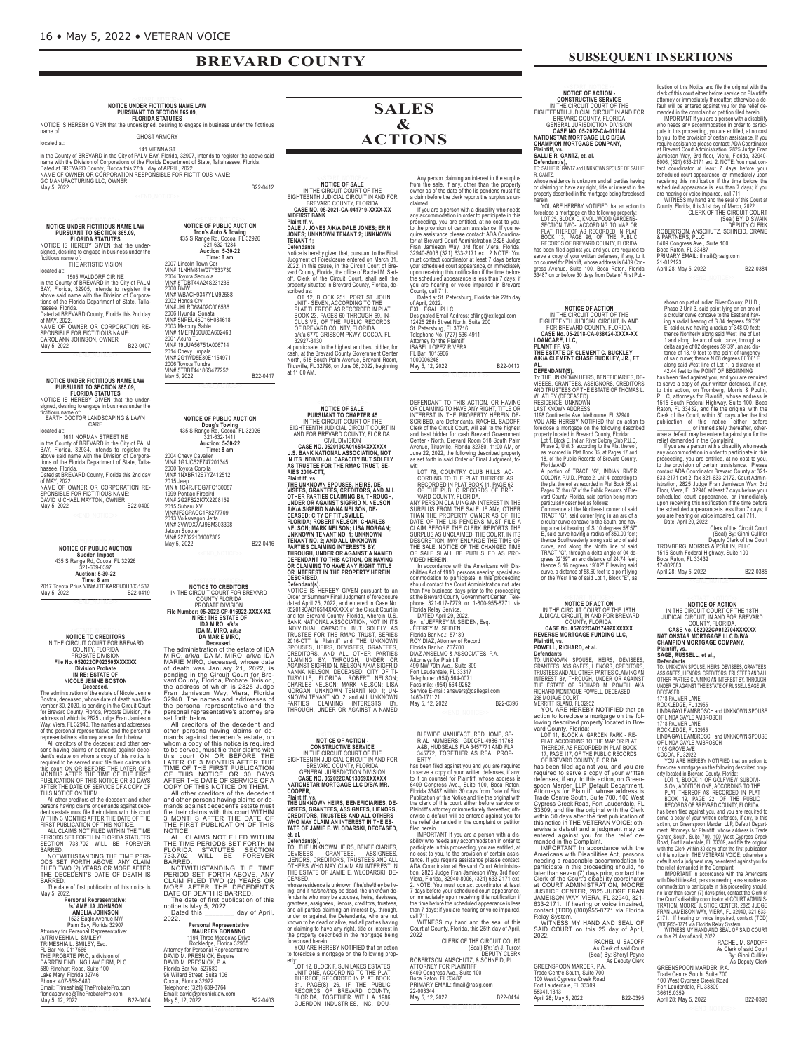# BREVARD COUNTY

## NOTICE UNDER FICTITIOUS NAME LAW PURSUANT TO SECTION 865.09, FLORIDA STATUTES

NOTICE IS HEREBY GIVEN that the undersigned, desiring to engage in business under the fictitious name of:

GHOST ARMORY

located at:

141 VIENNA ST

in the County of BREVARD in the City of PALM BAY, Florida, 32907, intends to register the above said name with the Division of Corporations of the Florida Department of State, Tallahassee, Florida.
Dated at BREVARD County, Florida this 27th day of APRIL, 2022.
NAME OF OWNER OR CORPORATION RESPONSIBLE FOR FICTITIOUS NAME:
GC MANUFACTURING LLC, OWNER
May 5, 2022 B22-0412

## NOTICE UNDER FICTITIOUS NAME LAW PURSUANT TO SECTION 865.09, FLORIDA STATUTES

NOTICE IS HEREBY GIVEN that the undersigned, desiring to engage in business under the fictitious name of:

THE ARTISTIC VISION

located at:

1505 WALDORF CIR NE

in the County of BREVARD in the City of PALM BAY, Florida, 32905, intends to register the above said name with the Division of Corporations of the Florida Department of State, Tallahassee, Florida.
Dated at BREVARD County, Florida this 2nd day of MAY, 2022.
NAME OF OWNER OR CORPORATION RESPONSIBLE FOR FICTITIOUS NAME:
CAROL ANN JOHNSON, OWNER
May 5, 2022 B22-0407

## NOTICE UNDER FICTITIOUS NAME LAW PURSUANT TO SECTION 865.09, FLORIDA STATUTES

NOTICE IS HEREBY GIVEN that the undersigned, desiring to engage in business under the fictitious name of:

EARTH DOCTOR LANDSCAPING & LAWN CARE

located at:

1611 NORMAN STREET NE

in the County of BREVARD in the City of PALM BAY, Florida, 32934, intends to register the above said name with the Division of Corporations of the Florida Department of State, Tallahassee, Florida.
Dated at BREVARD County, Florida this 2nd day of MAY, 2022.
NAME OF OWNER OR CORPORATION RESPONSIBLE FOR FICTITIOUS NAME:
DAVID MICHAEL MAYTON, OWNER
May 5, 2022 B22-0409

## NOTICE OF PUBLIC AUCTION

**Sudden Impact**
435 S Range Rd, Cocoa, FL 32926
321-609-0397
**Auction: 5-30-22**
**Time: 8 am**
2017 Toyota Prius VIN# JTDKARFU0H3031537
May 5, 2022 B22-0419

## NOTICE TO CREDITORS

IN THE CIRCUIT COURT FOR BREVARD COUNTY, FLORIDA
PROBATE DIVISION
**File No. 052022CP023505XXXXXX**
**Division Probate**
**IN RE: ESTATE OF NICOLE JENINE BOSTON**
**Deceased.**

The administration of the estate of Nicole Jenine Boston, deceased, whose date of death was November 30, 2020, is pending in the Circuit Court for Brevard County, Florida, Probate Division, the address of which is 2825 Judge Fran Jamieson Way, Viera, FL 32940. The names and addresses of the personal representative and the personal representative's attorney are set forth below.

All creditors of the decedent and other persons having claims or demands against decedent's estate on whom a copy of this notice is required to be served must file their claims with this court ON OR BEFORE THE LATER OF 3 MONTHS AFTER THE TIME OF THE FIRST PUBLICATION OF THIS NOTICE OR 30 DAYS AFTER THE DATE OF SERVICE OF A COPY OF THIS NOTICE ON THEM.

All other creditors of the decedent and other persons having claims or demands against decedent's estate must file their claims with this court WITHIN 3 MONTHS AFTER THE DATE OF THE FIRST PUBLICATION OF THIS NOTICE.

ALL CLAIMS NOT FILED WITHIN THE TIME PERIODS SET FORTH IN FLORIDA STATUTES SECTION 733.702 WILL BE FOREVER BARRED.

NOTWITHSTANDING THE TIME PERIODS SET FORTH ABOVE, ANY CLAIM FILED TWO (2) YEARS OR MORE AFTER THE DECEDENT'S DATE OF DEATH IS BARRED.

The date of first publication of this notice is May 5, 2022.

**Personal Representative:**
**/s/ AMELIA JOHNSON**
**AMELIA JOHNSON**
1523 Eagle Avenue NW
Palm Bay, Florida 32907
Attorney for Personal Representative:
/s/TRIMESHIA L. SMILEY/
TRIMESHIA L. SMILEY, Esq.
FL Bar No. 0117566
THE PROBATE PRO, a division of
DARREN FINDLING LAW FIRM, PLC
580 Rinehart Road, Suite 100
Lake Mary, Florida 32746
Phone: 407-559-5480
Email: Trimeshia@TheProbatePro.com
floridaservice@TheProbatePro.com
May 5, 12, 2022 B22-0404

## NOTICE OF PUBLIC AUCTION

**Tron's Auto & Towing**
435 S Range Rd, Cocoa, FL 32926
321-632-1234
**Auction: 5-30-22**
**Time: 8 am**
2007 Lincoln Town Car
VIN# 1LNHM81W07Y633730
2004 Toyota Sequoia
VIN# 5TDBT44A24S231236
2000 BMW
VIN# WBACH9347YLM92588
2002 Honda Crv
VIN# JHLRD68402C006536
2006 Hyundai Sonata
VIN# 5NPEU46C16H084618
2003 Mercury Sable
VIN# 1MEFM50U83A602463
2001 Acura TL
VIN# 19UUA56751A006714
2014 Chevy Impala
VIN# 2G1WD5E30E1154971
2006 Toyota Tundra
VIN# 5TBET44186S477252
May 5, 2022 B22-0417

## NOTICE OF PUBLIC AUCTION

**Doug's Towing**
435 S Range Rd, Cocoa, FL 32926
321-632-1411
**Auction: 5-30-22**
**Time: 8 am**
2004 Chevy Cavalier
VIN# 1G1JC52F747201345
2000 Toyota Corolla
VIN# 1NXBR12E7YZ412512
2015 Jeep
VIN# 1C4RJFCG7FC130087
1999 Pontiac Firebird
VIN# 2G2FS22K7X2208159
2015 Subaru XV
VIN#JF2GPACC1F8277709
2013 Volkswagon Jetta
VIN# 3VWDX7AJ9BM303398
Jetson Scooter
VIN# 227322101007362
May 5, 2022 B22-0416

## NOTICE TO CREDITORS

IN THE CIRCUIT COURT FOR BREVARD COUNTY FLORIDA
PROBATE DIVISION
**File Number: 05-2022-CP-016922-XXXX-XX**
**IN RE: THE ESTATE OF IDA MIRO, a/k/a IDA M. MIRO, a/k/a IDA MARIE MIRO,**
**Deceased.**

The administration of the estate of IDA MIRO, a/k/a IDA M. MIRO, a/k/a IDA MARIE MIRO, deceased, whose date of death was January 21, 2022, is pending in the Circuit Court for Brevard County, Florida, Probate Division, the address of which is 2825 Judge Fran Jamieson Way, Viera, Florida 32940. The names and addresses of the personal representative and the personal representative's attorney are set forth below.

All creditors of the decedent and other persons having claims or demands against decedent's estate, on whom a copy of this notice is required to be served, must file their claims with this court ON OR BEFORE THE LATER OF 3 MONTHS AFTER THE TIME OF THE FIRST PUBLICATION OF THIS NOTICE OR 30 DAYS AFTER THE DATE OF SERVICE OF A COPY OF THIS NOTICE ON THEM.

All other creditors of the decedent and other persons having claims or demands against decedent's estate must file their claims with this court WITHIN 3 MONTHS AFTER THE DATE OF THE FIRST PUBLICATION OF THIS NOTICE.

ALL CLAIMS NOT FILED WITHIN THE TIME PERIODS SET FORTH IN FLORIDA STATUTES SECTION 733.702 WILL BE FOREVER BARRED.

NOTWITHSTANDING THE TIME PERIOD SET FORTH ABOVE, ANY CLAIM FILED TWO (2) YEARS OR MORE AFTER THE DECEDENT'S DATE OF DEATH IS BARRED.

The date of first publication of this notice is May 5, 2022.

Dated this ________ day of April, 2022.

**Personal Representative**
**MAUREEN BONANNO**
1194 Three Meadows Drive
Rockledge, Florida 32955
Attorney for Personal Representative
DAVID M. PRESNICK, Esquire
DAVID M. PRESNICK, P. A.
Florida Bar No. 527580
96 Willard Street, Suite 106
Cocoa, Florida 32922
Telephone: (321) 639-3764
Email: david@presnicklaw.com
May 5, 12, 2022 B22-0403

# SALES & ACTIONS

## NOTICE OF SALE

IN THE CIRCUIT COURT OF THE EIGHTEENTH JUDICIAL CIRCUIT IN AND FOR BREVARD COUNTY, FLORIDA
**CASE NO. 05-2021-CA-041719-XXXX-XX**
**MIDFIRST BANK**
**Plaintiff, v.**
**DALE J. JONES A/K/A DALE JONES; ERIN JONES; UNKNOWN TENANT 2; UNKNOWN TENANT 1;**
**Defendants.**

Notice is hereby given that, pursuant to the Final Judgment of Foreclosure entered on March 31, 2022, in this cause, in the Circuit Court of Brevard County, Florida, the office of Rachel M. Sadoff, Clerk of the Circuit Court, shall sell the property situated in Brevard County, Florida, described as:

LOT 12, BLOCK 251, PORT ST. JOHN UNIT - SEVEN, ACCORDING TO THE PLAT THEREOF, AS RECORDED IN PLAT BOOK 23, PAGES 60 THROUGH 69, INCLUSIVE, OF THE PUBLIC RECORDS OF BREVARD COUNTY, FLORIDA.
a/k/a 6770 GRISSOM PKWY, COCOA, FL 32927-3130

at public sale, to the highest and best bidder, for cash, at the Brevard County Government Center North, 518 South Palm Avenue, Brevard Room, Titusville, FL 32796, on June 08, 2022, beginning at 11:00 AM.

Any person claiming an interest in the surplus from the sale, if any, other than the property owner as of the date of the lis pendens must file a claim before the clerk reports the surplus as unclaimed.

If you are a person with a disability who needs any accommodation in order to participate in this proceeding, you are entitled, at no cost to you, to the provision of certain assistance. If you require assistance please contact: ADA Coordinator at Brevard Court Administration 2825 Judge Fran Jamieson Way, 3rd floor Viera, Florida, 32940-8006 (321) 633-2171 ext. 2. NOTE: You must contact coordinator at least 7 days before your scheduled court appearance, or immediately upon receiving this notification if the time before the scheduled appearance is less than 7 days; if you are hearing or voice impaired in Brevard County, call 711.

Dated at St. Petersburg, Florida this 27th day of April, 2022.
EXL LEGAL, PLLC
Designated Email Address: efiling@exllegal.com
12425 28th Street North, Suite 200
St. Petersburg, FL 33716
Telephone No. (727) 536-4911
Attorney for the Plaintiff
ISABEL LÓPEZ RIVERA
FL Bar: 1015906
1000006248
May 5, 12, 2022 B22-0413

## NOTICE OF SALE PURSUANT TO CHAPTER 45

IN THE CIRCUIT COURT OF THE EIGHTEENTH JUDICIAL CIRCUIT IN AND FOR BREVARD COUNTY, FLORIDA.
CIVIL DIVISION
**CASE NO. 052019CA016514XXXXXX**
**U.S. BANK NATIONAL ASSOCIATION, NOT IN ITS INDIVIDUAL CAPACITY BUT SOLELY AS TRUSTEE FOR THE RMAC TRUST, SERIES 2016-CTT,**
**Plaintiff, vs.**
**THE UNKNOWN SPOUSES, HEIRS, DEVISEES, GRANTEES, CREDITORS, AND ALL OTHER PARTIES CLAIMING BY, THROUGH, UNDER OR AGAINST SIGRID N. NELSON A/K/A SIGRID NANNA NELSON, DECEASED; CITY OF TITUSVILLE, FLORIDA; ROBERT NELSON; CHARLES NELSON; MARK NELSON; LISA MORGAN; UNKNOWN TENANT NO. 1; UNKNOWN TENANT NO. 2; AND ALL UNKNOWN PARTIES CLAIMING INTERESTS BY, THROUGH, UNDER OR AGAINST A NAMED DEFENDANT TO THIS ACTION, OR HAVING OR CLAIMING TO HAVE ANY RIGHT, TITLE OR INTEREST IN THE PROPERTY HEREIN DESCRIBED,**
**Defendant(s).**

NOTICE IS HEREBY GIVEN pursuant to an Order or Summary Final Judgment of foreclosure dated April 25, 2022, and entered in Case No. 052019CA016514XXXXXX of the Circuit Court in and for Brevard County, Florida, wherein U.S. BANK NATIONAL ASSOCIATION, NOT IN ITS INDIVIDUAL CAPACITY BUT SOLELY AS TRUSTEE FOR THE RMAC TRUST, SERIES 2016-CTT is Plaintiff and THE UNKNOWN SPOUSES, HEIRS, DEVISEES, GRANTEES, CREDITORS, AND ALL OTHER PARTIES CLAIMING BY, THROUGH, UNDER OR AGAINST SIGRID N. NELSON A/K/A SIGRID NANNA NELSON, DECEASED; CITY OF TITUSVILLE, FLORIDA; ROBERT NELSON; CHARLES NELSON; MARK NELSON; LISA MORGAN; UNKNOWN TENANT NO. 1; UNKNOWN TENANT NO. 2; and ALL UNKNOWN PARTIES CLAIMING INTERESTS BY, THROUGH, UNDER OR AGAINST A NAMED DEFENDANT TO THIS ACTION, OR HAVING OR CLAIMING TO HAVE ANY RIGHT, TITLE OR INTEREST IN THE PROPERTY HEREIN DESCRIBED, are Defendants, RACHEL SADOFF, Clerk of the Circuit Court, will sell to the highest and best bidder for cash Brevard Government Center - North, Brevard Room 518 South Palm Avenue, Titusville, Florida 32780, 11:00 AM, on June 22, 2022, the following described property as set forth in said Order or Final Judgment, to-wit:

LOT 78, COUNTRY CLUB HILLS, ACCORDING TO THE PLAT THEREOF AS RECORDED IN PLAT BOOK 11, PAGE 62 OF THE PUBLIC RECORDS OF BREVARD COUNTY, FLORIDA.

ANY PERSON CLAIMING AN INTEREST IN THE SURPLUS FROM THE SALE, IF ANY, OTHER THAN THE PROPERTY OWNER AS OF THE DATE OF THE LIS PENDENS MUST FILE A CLAIM BEFORE THE CLERK REPORTS THE SURPLUS AS UNCLAIMED. THE COURT, IN ITS DESCRETION, MAY ENLARGE THE TIME OF THE SALE. NOTICE OF THE CHANGED TIME OF SALE SHALL BE PUBLISHED AS PROVIDED HEREIN.

In accordance with the Americans with Disabilities Act of 1990, persons needing special accommodation to participate in this proceeding should contact the Court Administration not later than five business days prior to the proceeding at the Brevard County Government Center. Telephone 321-617-7279 or 1-800-955-8771 via Florida Relay Service.

DATED April 29, 2022.
By: /s/ JEFFREY M. SEIDEN, Esq.
JEFFREY M. SEIDEN
Florida Bar No.: 57189
ROY DIAZ, Attorney of Record
Florida Bar No. 767700
DIAZ ANSELMO & ASSOCIATES, P.A.
Attorneys for Plaintiff
499 NW 70th Ave., Suite 309
Fort Lauderdale, FL 33317
Telephone: (954) 564-0071
Facsimile: (954) 564-9252
Service E-mail: answers@dallegal.com
1460-171121
May 5, 12, 2022 B22-0396

## NOTICE OF ACTION - CONSTRUCTIVE SERVICE

IN THE CIRCUIT COURT OF THE EIGHTEENTH JUDICIAL CIRCUIT IN AND FOR BREVARD COUNTY, FLORIDA
GENERAL JURISDICTION DIVISION
**CASE NO. 052022CA013059XXXXXX**
**NATIONSTAR MORTGAGE LLC D/B/A MR. COOPER,**
**Plaintiff, vs.**
**THE UNKNOWN HEIRS, BENEFICIARIES, DEVISEES, GRANTEES, ASSIGNEES, LIENORS, CREDITORS, TRUSTEES AND ALL OTHERS WHO MAY CLAIM AN INTEREST IN THE ESTATE OF JAMIE E. WLODARSKI, DECEASED, et. al.**
**Defendant(s),**

TO: THE UNKNOWN HEIRS, BENEFICIARIES, DEVISEES, GRANTEES, ASSIGNEES, LIENORS, CREDITORS, TRUSTEES AND ALL OTHERS WHO MAY CLAIM AN INTEREST IN THE ESTATE OF JAMIE E. WLODARSKI, DECEASED,

whose residence is unknown if he/she/they be living; and if he/she/they be dead, the unknown defendants who may be spouses, heirs, devisees, grantees, assignees, lienors, creditors, trustees, and all parties claiming an interest by, through, under or against the Defendants, who are not known to be dead or alive, and all parties having or claiming to have any right, title or interest in the property described in the mortgage being foreclosed herein.

YOU ARE HEREBY NOTIFIED that an action to foreclose a mortgage on the following property:

LOT 12, BLOCK F, SUN LAKES ESTATES UNIT ONE, ACCORDING TO THE PLAT THEREOF, RECORDED IN PLAT BOOK 31, PAGE(S) 26, IF THE PUBLIC RECORDS OF BREVARD COUNTY, FLORIDA, TOGETHER WITH A 1986 GUERDON INDUSTRIES, INC. DOUBLEWIDE MANUFACTURED HOME, SERIAL NUMBERS: GD0CFL-4986-1I768 A&B, HUDSEALS FLA 345771 AND FLA 345772, TOGETHER AS REAL PROPERTY.

has been filed against you and you are required to serve a copy of your written defenses, if any, to it on counsel for Plaintiff, whose address is 6409 Congress Ave., Suite 100, Boca Raton, Florida 33487 within 30 days from Date of First Publication of this Notice and file the original with the clerk of this court either before service on Plaintiff's attorney or immediately thereafter; otherwise a default will be entered against you for the relief demanded in the complaint or petition filed herein.

IMPORTANT If you are a person with a disability who needs any accommodation in order to participate in this proceeding, you are entitled, at no cost to you, to the provision of certain assistance. If you require assistance please contact: ADA Coordinator at Brevard Court Administration, 2825 Judge Fran Jamieson Way, 3rd floor, Viera, Florida, 32940-8006, (321) 633-2171 ext. 2. NOTE: You must contact coordinator at least 7 days before your scheduled court appearance, or immediately upon receiving this notification if the time before the scheduled appearance is less than 7 days; if you are hearing or voice impaired, call 711.

WITNESS my hand and the seal of this Court at County, Florida, this 25th day of April, 2022

CLERK OF THE CIRCUIT COURT
(Seal) BY: \s\ J. Turcot
DEPUTY CLERK
ROBERTSON, ANSCHUTZ, & SCHNEID, PL
ATTORNEY FOR PLAINTIFF
6409 Congress Ave., Suite 100
Boca Raton, FL 33487
PRIMARY EMAIL: flmail@raslg.com
22-003344
May 5, 12, 2022 B22-0414

# SUBSEQUENT INSERTIONS

## NOTICE OF ACTION - CONSTRUCTIVE SERVICE

IN THE CIRCUIT COURT OF THE EIGHTEENTH JUDICIAL CIRCUIT IN AND FOR BREVARD COUNTY, FLORIDA
GENERAL JURISDICTION DIVISION
**CASE NO. 05-2022-CA-011184**
**NATIONSTAR MORTGAGE LLC D/B/A CHAMPION MORTGAGE COMPANY,**
**Plaintiff, vs.**
**SALLIE R. GANTZ, et. al.**
**Defendant(s),**

TO: SALLIE R. GANTZ and UNKNOWN SPOUSE OF SALLIE R. GANTZ

whose residence is unknown and all parties having or claiming to have any right, title or interest in the property described in the mortgage being foreclosed herein.

YOU ARE HEREBY NOTIFIED that an action to foreclose a mortgage on the following property:

LOT 25, BLOCK D, KNOLLWOOD GARDENS-SECTION TWO-, ACCORDING TO MAP OR PLAT THEREOF AS RECORDED IN PLAT BOOK 13, PAGE 96, OF THE PUBLIC RECORDS OF BREVARD COUNTY, FLORIDA

has been filed against you and you are required to serve a copy of your written defenses, if any, to it on counsel for Plaintiff, whose address is 6409 Congress Avenue, Suite 100, Boca Raton, Florida 33487 on or before 30 days from Date of First Publication of this Notice and file the original with the clerk of this court either before service on Plaintiff's attorney or immediately thereafter; otherwise a default will be entered against you for the relief demanded in the complaint or petition filed herein.

IMPORTANT If you are a person with a disability who needs any accommodation in order to participate in this proceeding, you are entitled, at no cost to you, to the provision of certain assistance. If you require assistance please contact: ADA Coordinator at Brevard Court Administration, 2825 Judge Fran Jamieson Way, 3rd floor, Viera, Florida, 32940-8006, (321) 633-2171 ext. 2. NOTE: You must contact coordinator at least 7 days before your scheduled court appearance, or immediately upon receiving this notification if the time before the scheduled appearance is less than 7 days; if you are hearing or voice impaired, call 711.

WITNESS my hand and the seal of this Court at County, Florida, this 31st day of March, 2022.

CLERK OF THE CIRCUIT COURT
(Seal) BY: D SWAIN
DEPUTY CLERK
ROBERTSON, ANSCHUTZ, SCHNEID, CRANE & PARTNERS, PLLC
6409 Congress Ave., Suite 100
Boca Raton, FL 33487
PRIMARY EMAIL: flmail@raslg.com
21-012123
April 28; May 5, 2022 B22-0384

## NOTICE OF ACTION

IN THE CIRCUIT COURT OF THE EIGHTEENTH JUDICIAL CIRCUIT, IN AND FOR BREVARD COUNTY, FLORIDA.
**CASE No. 05-2018-CA-038424-XXXX-XX**
**LOANCARE, LLC,**
**PLAINTIFF, VS.**
**THE ESTATE OF CLEMENT C. BUCKLEY A/K/A CLEMENT CHASE BUCKLEY, JR., ET AL.**
**DEFENDANT(S).**

To: THE UNKNOWN HEIRS, BENEFICIARIES, DEVISEES, GRANTEES, ASSIGNORS, CREDITORS AND TRUSTEES OF THE ESTATE OF THOMAS L. WHATLEY (DECEASED)
RESIDENCE: UNKNOWN
LAST KNOWN ADDRESS:
1198 Continental Ave, Melbourne, FL 32940

YOU ARE HEREBY NOTIFIED that an action to foreclose a mortgage on the following described property located in Brevard County, Florida:

Lot 1, Block E, Indian River Colony Club P.U.D. Phase 2, Unit 3, according to the Plat thereof, as recorded in Plat Book 35, at Pages 17 and 18, of the Public Records of Brevard County, Florida AND
a portion of TRACT "G", INDIAN RIVER COLONY, P.U.D., Phase 2, Unit 4, according to the plat thereof as recorded in Plat Book 35, at Pages 65 thru 67 of the Public Records of Brevard County, Florida, said portion being more particularly described as follows:
Commence at the Northeast corner of said TRACT "G", said corner lying in an arc of a circular curve concave to the South, and having a radial bearing of S 10 degrees 58' 57" E, said curve having a radius of 350.00 feet; thence Southwesterly along said arc of said curve, and along the North line of said TRACT "G", through a delta angle of 04 degrees 02' 59" an arc distance of 24.74 feet; thence S 16 degrees 19' 02" E leaving said curve, a distance of 58.60 feet to a point lying on the West line of said Lot 1, Block "E", as shown on plat of Indian River Colony, P.U.D., Phase 2 Unit 3, said point lying on an arc of a circular curve concave to the East and having a radial bearing of S 84 degrees 59' 39" E, said curve having a radius of 348.00 feet; thence Northerly along said West line of Lot 1 and along the arc of said curve, through a delta angle of 02 degrees 59' 39", an arc distance of 18.19 feet to the point of tangency of said curve; thence N 08 degrees 00' 00" E along said West line of Lot 1, a distance of 42.44 feet to the POINT OF BEGINNING

has been filed against you, and you are required to serve a copy of your written defenses, if any, to this action, on Tromberg, Morris & Poulin, PLLC, attorneys for Plaintiff, whose address is 1515 South Federal Highway, Suite 100, Boca Raton, FL 33432, and file the original with the Clerk of the Court, within 30 days after the first publication of this notice, either before ____________ or immediately thereafter, otherwise a default may be entered against you for the relief demanded in the Complaint.

If you are a person with a disability who needs any accommodation in order to participate in this proceeding, you are entitled, at no cost to you, to the provision of certain assistance. Please contact ADA Coordinator Brevard County at 321-633-2171 ext 2, fax 321-633-2172, Court Administration, 2825 Judge Fran Jamieson Way, 3rd Floor, Viera, FL 32940 at least 7 days before your scheduled court appearance, or immediately upon receiving this notification if the time before the scheduled appearance is less than 7 days; if you are hearing or voice impaired, call 711.

Date: April 20, 2022

Clerk of the Circuit Court
(Seal) By: Ginni Cullifer
Deputy Clerk of the Court
TROMBERG, MORRIS & POULIN, PLLC
1515 South Federal Highway, Suite 100
Boca Raton, FL 33432
17-002083
April 28; May 5, 2022 B22-0385

## NOTICE OF ACTION

IN THE CIRCUIT COURT OF THE 18TH JUDICIAL CIRCUIT, IN AND FOR BREVARD COUNTY, FLORIDA.
**CASE No. 052022CA017492XXXXXX**
**REVERSE MORTGAGE FUNDING LLC,**
**Plaintiff, vs.**
**POWELL, RICHARD, et al.,**
**Defendants**

TO: UNKNOWN SPOUSE, HEIRS, DEVISEES, GRANTEES, ASSIGNEES, LIENORS, CREDITORS, TRUSTEES AND ALL OTHER PARTIES CLAIMING AN INTEREST BY, THROUGH, UNDER OR AGAINST THE ESTATE OF RICHARD M. POWELL AKA RICHARD MONTAGUE POWELL, DECEASED
286 MOJAVE COURT
MERRITT ISLAND, FL 32952

YOU ARE HEREBY NOTIFIED that an action to foreclose a mortgage on the following described property located in Brevard County, Florida:

LOT 11, BLOCK A, GARDEN PARK - REPLAT, ACCORDING TO THE MAP OR PLAT THEREOF, AS RECORDED IN PLAT BOOK 17, PAGE 117, OF THE PUBLIC RECORDS OF BREVARD COUNTY, FLORIDA.

has been filed against you, and you are required to serve a copy of your written defenses, if any, to this action, on Greenspoon Marder, LLP, Default Department, Attorneys for Plaintiff, whose address is Trade Centre South, Suite 700, 100 West Cypress Creek Road, Fort Lauderdale, FL 33309, and file the original with the Clerk within 30 days after the first publication of this notice in THE VETERAN VOICE; otherwise a default and a judgment may be entered against you for the relief demanded in the Complaint.

IMPORTANT In accordance with the Americans with Disabilities Act, persons needing a reasonable accommodation to participate in this proceeding should, no later than seven (7) days prior, contact the Clerk of the Court's disability coordinator at COURT ADMINISTRATION, MOORE JUSTICE CENTER, 2825 JUDGE FRAN JAMEISON WAY, VIERA, FL 32940, 321-633-2171. If hearing or voice impaired, contact (TDD) (800)955-8771 via Florida Relay System.

WITNESS MY HAND AND SEAL OF SAID COURT on this 25 day of April, 2022.

RACHEL M. SADOFF
As Clerk of said Court
(Seal) By: Sheryl Payne
As Deputy Clerk
GREENSPOON MARDER, P.A.
Trade Centre South, Suite 700
100 West Cypress Creek Road
Fort Lauderdale, FL 33309
58341.1313
April 28; May 5, 2022 B22-0395

## NOTICE OF ACTION

IN THE CIRCUIT COURT OF THE 18TH JUDICIAL CIRCUIT, IN AND FOR BREVARD COUNTY, FLORIDA.
**CASE No. 052022CA012704XXXXXX**
**NATIONSTAR MORTGAGE LLC D/B/A CHAMPION MORTGAGE COMPANY,**
**Plaintiff, vs.**
**SAGE, RUSSELL, et al.,**
**Defendants**

TO: UNKNOWN SPOUSE, HEIRS, DEVISEES, GRANTEES, ASSIGNEES, LIENORS, CREDITORS, TRUSTEES AND ALL OTHER PARTIES CLAIMING AN INTEREST BY, THROUGH, UNDER OR AGAINST THE ESTATE OF RUSSELL SAGE JR., DECEASED
1718 PALMER LANE
ROCKLEDGE, FL 32955
LINDA GAYLE AMBROSCH and UNKNOWN SPOUSE OF LINDA GAYLE AMBROSCH
1718 PALMER LANE
ROCKLEDGE, FL 32955
LINDA GAYLE AMBROSCH and UNKNOWN SPOUSE OF LINDA GAYLE AMBROSCH
1105 GROVE AVE
COCOA, FL 32922

YOU ARE HEREBY NOTIFIED that an action to foreclose a mortgage on the following described property located in Brevard County, Florida:

LOT 1, BLOCK 1 OF GOLFVIEW SUBDIVISION, ADDITION ONE, ACCORDING TO THE PLAT THEREOF AS RECORDED IN PLAT BOOK 19, PAGE 22, OF THE PUBLIC RECORDS OF BREVARD COUNTY, FLORIDA.

has been filed against you, and you are required to serve a copy of your written defenses, if any, to this action, on Greenspoon Marder, LLP, Default Department, Attorneys for Plaintiff, whose address is Trade Centre South, Suite 700, 100 West Cypress Creek Road, Fort Lauderdale, FL 33309, and file the original with the Clerk within 30 days after the first publication of this notice in THE VETERAN VOICE; otherwise a default and a judgment may be entered against you for the relief demanded in the Complaint.

IMPORTANT In accordance with the Americans with Disabilities Act, persons needing a reasonable accommodation to participate in this proceeding should, no later than seven (7) days prior, contact the Clerk of the Court's disability coordinator at COURT ADMINISTRATION, MOORE JUSTICE CENTER, 2825 JUDGE FRAN JAMEISON WAY, VIERA, FL 32940, 321-633-2171. If hearing or voice impaired, contact (TDD) (800)955-8771 via Florida Relay System.

WITNESS MY HAND AND SEAL OF SAID COURT on this 21 day of April, 2022.

RACHEL M. SADOFF
As Clerk of said Court
By: Ginni Cullifer
As Deputy Clerk
GREENSPOON MARDER, P.A.
Trade Centre South, Suite 700
100 West Cypress Creek Road
Fort Lauderdale, FL 33309
36615.0359
April 28; May 5, 2022 B22-0393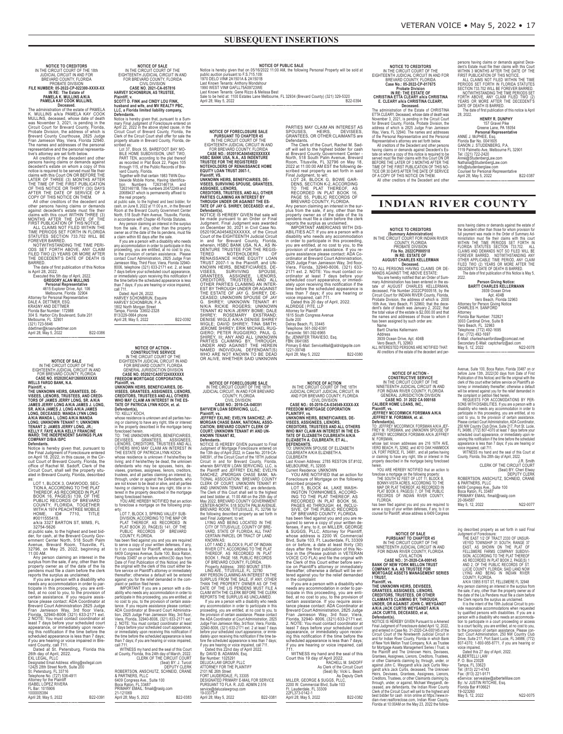# SUBSEQUENT INSERTIONS

**NOTICE TO CREDITORS**
IN THE CIRCUIT COURT OF THE 18th JUDICIAL CIRCUIT IN AND FOR BREVARD COUNTY, FLORIDA
PROBATE DIVISION
**FILE NUMBER: 05-2022-CP-022300-XXXX-XX**
**IN RE: The Estate of PAMELA K. MULLINS A/K/A PAMELA KAY COOK MULLINS, Deceased.**

The administration of the estate of PAMELA K. MULLINS a/k/a PAMELA KAY COOK MULLINS, deceased, whose date of death was November 3, 2021, is pending in the Circuit Court for Brevard County, Florida, Probate Division, the address of which is Brevard County Courthouse, 2825 Judge Fran Jamieson Way, Viera, Florida 32940. The names and addresses of the personal representative and the personal representative's attorney are set forth below.

All creditors of the decedent and other persons having claims or demands against decedent's estate on whom a copy of this notice is required to be served must file their claims with this Court ON OR BEFORE THE LATER OF THREE (3) MONTHS AFTER THE TIME OF THE FIRST PUBLICATION OF THIS NOTICE OR THIRTY (30) DAYS AFTER THE DATE OF SERVICE OF A COPY OF THIS NOTICE ON THEM.

All other creditors of the decedent and other persons having claims or demands against decedent's estate must file their claims with this court WITHIN THREE (3) MONTHS AFTER THE DATE OF THE FIRST PUBLICATION OF THIS NOTICE.

ALL CLAIMS NOT FILED WITHIN THE TIME PERIODS SET FORTH IN FLORIDA STATUTES SECTION 733.702 WILL BE FOREVER BARRED.

NOTWITHSTANDING THE TIME PERIODS SET FORTH ABOVE, ANY CLAIM FILED TWO (2) YEARS OR MORE AFTER THE DECEDENT'S DATE OF DEATH IS BARRED.

The date of first publication of this Notice is April 28, 2022.

Executed this 5th day of April, 2022.

**GREGORY ALAN MULLINS**
**Personal Representative**
4615 Explorer Drive, Apt. 106
Melbourne, Florida 32904

Attorney for Personal Representative:
DALE A. DETTMER, ESQ.
KRASNY AND DETTMER
Florida Bar Number: 172988
304 S. Harbor City Boulevard, Suite 201
Melbourne, FL 32901
(321) 723-5646
ddettmer@krasnydettmer.com
April 28; May 5, 2022 B22-0386

---

**NOTICE OF SALE**
IN THE CIRCUIT COURT OF THE EIGHTEENTH JUDICIAL CIRCUIT IN AND FOR BREVARD COUNTY, FLORIDA
**CASE NO. 052020CA012608XXXXXX**
**WELLS FARGO BANK, N.A. Plaintiff, v.**
**THE UNKNOWN HEIRS, GRANTEES, DEVISEES, LIENORS, TRUSTEES, AND CREDITORS OF JAMES JERRY LONG, SR. A/K/A JAMES JERRY LONG A/K/A JAMES J. LONG, SR. A/K/A JAMES J. LONG A/K/A JAMES LONG, DECEASED; WANDA LYNN LONG A/K/A WANDA L. LONG A/K/A WANDA LONG; UNKNOWN TENANT 1; UNKNOWN TENANT 2; JAMES JERRY LONG, JR.; KELLY F. FAYE A/K/A KELLY FRANCINE WARD; THE INDEPENDENT SAVINGS PLAN COMPANY D/B/A ISPC Defendants.**

Notice is hereby given that, pursuant to the Final Judgment of Foreclosure entered on April 18, 2022, in this cause, in the Circuit Court of Brevard County, Florida, the office of Rachel M. Sadoff, Clerk of the Circuit Court, shall sell the property situated in Brevard County, Florida, described as:

LOT 1, BLOCK 3, OAKWOOD, SECTION A, ACCORDING TO THE PLAT THEREOF, AS RECORDED IN PLAT BOOK 16, PAGE(S) 139, OF THE PUBLIC RECORDS OF BREVARD COUNTY, FLORIDA. TOGETHER WITH A 1974 PEACHTREE MOBILE HOME, ID# 7710, TITLE #0011555418.

a/k/a 3327 BARTON ST, MIMS, FL 32754-5626

at public sale, to the highest and best bidder, for cash, at the Brevard County Government Center North, 518 South Palm Avenue, Brevard Room, Titusville, FL 32796, on May 25, 2022, beginning at 11:00 AM.

Any person claiming an interest in the surplus from the sale, if any, other than the property owner as of the date of the lis pendens must file a claim before the clerk reports the surplus as unclaimed.

If you are a person with a disability who needs any accommodation in order to participate in this proceeding, you are entitled, at no cost to you, to the provision of certain assistance. If you require assistance please contact: ADA Coordinator at Brevard Court Administration 2825 Judge Fran Jamieson Way, 3rd floor Viera, Florida, 32940-8006 (321) 633-2171 ext. 2 NOTE: You must contact coordinator at least 7 days before your scheduled court appearance, or immediately upon receiving this notification if the time before the scheduled appearance is less than 7 days; if you are hearing or voice impaired in Brevard County, call 711.

Dated at St. Petersburg, Florida this 26th day of April, 2022.

EXL LEGAL, PLLC
Designated Email Address: efiling@exllegal.com
12425 28th Street North, Suite 200
St. Petersburg, FL 33716
Telephone No. (727) 536-4911
Attorney for the Plaintiff
ISABEL LOPEZ RIVERA
FL Bar: 1015906
1000005384
April 28; May 5, 2022 B22-0391

---

**NOTICE OF SALE**
IN THE CIRCUIT COURT OF THE EIGHTEENTH JUDICIAL CIRCUIT IN AND FOR BREVARD COUNTY, FLORIDA
CIVIL DIVISION
**CASE NO. 2021-CA-057816**
**HARVEY SCHONBRUN, AS TRUSTEE, Plaintiff, v.**
**SCOTT D. FINK and CINDY LOU FINK, husband and wife, and MV REALTY PBC, LLC, a Florida limited liability company, Defendants.**

Notice is hereby given that, pursuant to a Summary Final Judgment of Foreclosure entered on April 22, 2022 in the above styled cause, in the Circuit Court of Brevard County, Florida, the Clerk of the Circuit Court shall offer for sale the property situate in Brevard County, Florida, described as:

Lot 37, Block 55, BAREFOOT BAY MOBILE HOME SUBDIVISION, UNIT TWO, PART TEN, according to the plat thereof as recorded in Plat Book 22, Pages 105 through 115, of the Public Records of Brevard County, Florida.

Together with that certain 1983 TWIN Doublewide Mobile Home, Having Identification Numbers T26314611A and T26314611B, Title numbers 20472249 and 20689437 which is permanently affixed to the real property.

at public sale, to the highest and best bidder, for cash, on June 8, 2022 at 11:00 a.m., in the Brevard Room at the Brevard County Government Center North, 518 South Palm Avenue, Titusville, Florida, in accordance with Chapter 45 Florida Statutes.

Any person claiming an interest in the surplus from the sale, if any, other than the property owner as of the date of the lis pendens, must file a claim within 60 days after the sale.

If you are a person with a disability who needs any accommodation in order to participate in this proceeding, you are entitled, at no cost to you, to the provision of certain assistance. Please contact Court Administration, 2825 Judge Fran Jamieson Way, Third Floor, Viera, Florida 32940-8006, telephone (321) 633-2171 ext. 2, at least 7 days before your scheduled court appearance, or immediately upon receiving this notification if the time before the scheduled appearance is less than 7 days; if you are hearing or voice impaired, call 711.

Dated: April 26, 2022
HARVEY SCHONBRUN, Esquire
HARVEY SCHONBRUN, P.A.
1802 North Morgan Street
Tampa, Florida 33602-2328
813/229-0664 phone
April 28; May 5, 2022 B22-0392

---

**NOTICE OF ACTION - CONSTRUCTIVE SERVICE**
IN THE CIRCUIT COURT OF THE EIGHTEENTH JUDICIAL CIRCUIT IN AND FOR BREVARD COUNTY, FLORIDA
GENERAL JURISDICTION DIVISION
**CASE NO. 052021CA057224XXXXXX**
**FREEDOM MORTGAGE CORPORATION, Plaintiff, vs.**
**UNKNOWN HEIRS, BENEFICIARIES, DEVISEES, GRANTEES, ASSIGNEES, LIENORS, CREDITORS, TRUSTEES AND ALL OTHERS WHO MAY CLAIM AN INTEREST IN THE ESTATE OF PATRICIA LYNN KOCH, et. al. Defendant(s),**

TO: KELLY KOCH,

whose residence is unknown and all parties having or claiming to have any right, title or interest in the property described in the mortgage being foreclosed herein.

TO: THE UNKNOWN HEIRS, BENEFICIARIES, DEVISEES, GRANTEES, ASSIGNEES, LIENORS, CREDITORS, TRUSTEES AND ALL OTHERS WHO MAY CLAIM AN INTEREST IN THE ESTATE OF PATRICIA LYNN KOCH,

whose residence is unknown if he/she/they be living; and if he/she/they be dead, the unknown defendants who may be spouses, heirs, devisees, grantees, assignees, lienors, creditors, trustees, and all parties claiming an interest by, through, under or against the Defendants, who are not known to be dead or alive, and all parties having or claiming to have any right, title or interest in the property described in the mortgage being foreclosed herein.

YOU ARE HEREBY NOTIFIED that an action to foreclose a mortgage on the following property:

LOT 7, BLOCK 3, SPRING VALLEY SUBDIVISION, ACCORDING TO THE MAP OR PLAT THEREOF, AS RECORDED IN PLAT BOOK 20, PAGE(S) 141, OF THE PUBLIC RECORDS OF BREVARD COUNTY, FLORIDA.

has been filed against you and you are required to serve a copy of your written defenses, if any, to it on counsel for Plaintiff, whose address is 6409 Congress Avenue, Suite 100, Boca Raton, Florida 33487 on or before within/(30 days from Date of First Publication of this Notice) and file the original with the clerk of this court either before service on Plaintiff's attorney or immediately thereafter; otherwise a default will be entered against you for the relief demanded in the complaint or petition filed herein.

IMPORTANT If you are a person with a disability who needs any accommodation in order to participate in this proceeding, you are entitled, at no cost to you, to the provision of certain assistance. If you require assistance please contact: ADA Coordinator at Brevard Court Administration, 2825 Judge Fran Jamieson Way, 3rd floor, Viera, Florida, 32940-8006, (321) 633-2171 ext. 2. NOTE: You must contact coordinator at least 7 days before your scheduled court appearance, or immediately upon receiving this notification if the time before the scheduled appearance is less than 7 days; if you are hearing or voice impaired, call 711.

WITNESS my hand and the seal of this Court at County, Florida, this 24th day of March, 2022.

CLERK OF THE CIRCUIT COURT
(Seal) BY: J. Turcot
DEPUTY CLERK

ROBERTSON, ANSCHUTZ, SCHNEID, CRANE & PARTNERS, PLLC
6409 Congress Ave., Suite 100
Boca Raton, FL 33487
PRIMARY EMAIL: flmail@raslg.com
21-121069
April 28; May 5, 2022 B22-0383

---

**NOTICE OF PUBLIC SALE**

Notice is hereby given that on 05/16/2022 11:00 AM, the following Personal Property will be sold at public auction pursuant to F.S.715.109:
1970 DELO VIN# 2A1501A & 2A1501B
Last Known Tenants: Anthony Mondshour
1990 WEST VIN# GAFLL75A09723WE
Last Known Tenants: Gene Rizzo & Melissa Best
Sale to be held at: 1100 Estates Lane Melbourne, FL 32934 (Brevard County) (321) 329-5320
April 28; May 5, 2022 B22-0394

---

**NOTICE OF FORECLOSURE SALE PURSUANT TO CHAPTER 45**
IN THE CIRCUIT COURT OF THE EIGHTEENTH JUDICIAL CIRCUIT IN AND FOR BREVARD COUNTY, FLORIDA
**CASE NO.: 052019CA045452XXXXXX**
**HSBC BANK USA, N.A., AS INDENTURE TRUSTEE FOR THE REGISTERED NOTEHOLDERS OF RENAISSANCE HOME EQUITY LOAN TRUST 2007-1, Plaintiff, VS.**
**UNKNOWN HEIRS, BENEFICIARIES, DEVISEES, SURVIVING SPOUSE, GRANTEES, ASSIGNEE, LIENORS, CREDITORS, TRUSTEES, AND ALL OTHER PARTIES CLAIMING AN INTEREST BY THROUGH UNDER OR AGAINST THE ESTATE OF JAY G. SHIREY, DECEASED; et al., Defendant(s).**

NOTICE IS HEREBY GIVEN that sale will be made pursuant to an Order or Final Judgment. Final Judgment was awarded on December 30, 2021 in Civil Case No. 052019CA045452XXXXXX, of the Circuit Court of the EIGHTEENTH Judicial Circuit in and for Brevard County, Florida, wherein, HSBC BANK USA, N.A., AS INDENTURE TRUSTEE FOR THE REGISTERED NOTEHOLDERS OF RENAISSANCE HOME EQUITY LOAN TRUST 2007-1 is the Plaintiff, and UNKNOWN HEIRS, BENEFICIARIES, DEVISEES, SURVIVING SPOUSE, GRANTEES, ASSIGNEE, LIENORS, CREDITORS, TRUSTEES, AND ALL OTHER PARTIES CLAIMING AN INTEREST BY THROUGH UNDER OR AGAINST THE ESTATE OF JAY G. SHIREY, DECEASED; UNKNOWN SPOUSE OF JAY G. SHIREY; UNKNOWN TENANT #1 N/K/A RICKIE ROGERS; UNKNOWN TENANT #2 N/K/A JERRY BOME; DALE SHIREY; ROSEMARY EKSTRAND; DENISE WIGLE A/K/A DENISE SHIREY WIGLE; DAVID SHIREY; TINA SMITH; JEROME SHIREY; ERIK MICHAEL RUGGIERO; PETER RUGGIERO; PAUL G. SHIREY, III; ANY AND ALL UNKNOWN PARTIES CLAIMING BY, THROUGH, UNDER AND AGAINST THE HEREIN NAMED INDIVIDUAL DEFENDANT(S) WHO ARE NOT KNOWN TO BE DEAD OR ALIVE, WHETHER SAID UNKNOWN PARTIES MAY CLAIM AN INTEREST AS SPOUSES, HEIRS, DEVISEES, GRANTEES, OR OTHER CLAIMANTS are Defendants.

The Clerk of the Court, Rachel M. Sadoff will sell to the highest bidder for cash at Brevard County Government Center - North, 518 South Palm Avenue, Brevard Room, Titusville, FL 32796 on May 18, 2022 at 11:00:00 AM EST the following described real property as set forth in said Final Judgment, to wit:

LOT 24, BLOCK G, BOWE GARDENS, SECTION K-2, ACCORDING TO THE PLAT THEREOF, AS RECORDED IN PLAT BOOK 16, PAGE 55, PUBLIC RECORDS OF BREVARD COUNTY, FLORIDA.

Any person claiming an interest in the surplus from the sale, if any, other than the property owner as of the date of the lis pendens must file a claim before the clerk reports the surplus as unclaimed.

IMPORTANT AMERICANS WITH DISABILITIES ACT: If you are a person with a disability who needs any accommodation in order to participate in this proceeding, you are entitled, at no cost to you, to the provision of certain assistance. If you require assistance please contact: ADA Coordinator at Brevard Court Administration, 2825 Judge Fran Jamieson Way, 3rd Floor, Viera, Florida, 32940-8006, (321) 633-2171 ext. 2. NOTE: You must contact coordinator at least 7 days before your scheduled court appearance, or immediately upon receiving this notification if the time before the scheduled appearance is less than 7 days; if you are hearing or voice impaired, call 711.

Dated this 20 day of April, 2022.

ALDRIDGE | PITE, LLP
Attorney for Plaintiff
1615 South Congress Avenue
Suite 200
Delray Beach, FL 33445
Telephone: 561-392-6391
Facsimile: 561-392-6965
By: JENNIFER TRAVIESO, Esq.
FBN: 0641065
Primary E-Mail: ServiceMail@aldridgepite.com
1221-3974B
April 28; May 5, 2022 B22-0380

---

**NOTICE OF FORECLOSURE SALE**
IN THE CIRCUIT COURT OF THE 18TH JUDICIAL CIRCUIT, IN AND FOR BREVARD COUNTY, FLORIDA
CIVIL DIVISION
**CASE NO.: 2019-CA-048391**
**BAYVIEW LOAN SERVICING, LLC., Plaintiff, vs.**
**JEFFREY EXLINE; EVELYN SANCHEZ; JPMORGAN CHASE BANK, NATIONAL ASSOCIATION; BREVARD COUNTY CLERK OF COURT; UNKNOWN TENANT #1 AND UNKNOWN TENANT #2, Defendants.**

NOTICE IS HEREBY GIVEN pursuant to Final Judgment of Mortgage Foreclosure entered on the 13th day of April 2022, in Case No. 2019-CA-048391, of the Circuit Court of the 18TH Judicial Circuit in and for Brevard County, Florida, wherein BAYVIEW LOAN SERVICING, LLC, is the Plaintiff and JEFFREY EXLINE; EVELYN SANCHEZ; JPMORGAN CHASE BANK, NATIONAL ASSOCIATION; BREVARD COUNTY CLERK OF COURT; UNKNOWN TENANT #1 AND UNKNOWN TENANT #2, are defendants. The Clerk of this Court shall sell to the highest and best bidder, at, 11:00 AM on the 25th day of May 2022, BREVARD COUNTY GOVERNMENT CENTER-NORTH, 518 SOUTH PALM AVENUE, BREVARD ROOM, TITUSVILLE, FL 32796 for the following described property as set forth in said Final Judgment, to wit:

LYING AND BEING LOCATED IN THE CITY OF TITUSVILLE, COUNTY OF BREVARD, STATE OF FLORIDA; ALL THAT CERTAIN PARCEL OR TRACT OF LAND KNOWN AS:

LOT 1 AND 2, BLOCK 9, PLAT OF INDIAN RIVER CITY, ACCORDING TO THE PLAT THEREOF, AS RECORDED IN PLAT BOOK 1, PAGE 168, PUBLIC RECORDS OF BREVARD COUNTY, FLORIDA.

Property Address: 3950 MOUNT STERLING AVE., TITUSVILLE, FL 32780

ANY PERSON CLAIMING AN INTEREST IN THE SURPLUS FROM THE SALE, IF ANY, OTHER THAN THE PROPERTY OWNER AS OF THE DATE OF THE LIS PENDENS MUST FILE A CLAIM WITH THE CLERK BEFORE THE CLERK REPORTS THE SURPLUS AS UNCLAIMED.

If you are a person with a disability who needs any accommodation in order to participate in this proceeding, you are entitled, at no cost to you, to the provision of certain assistance. Please contact the ADA Coordinator at Court Administration, 2825 Judge Fran Jamieson Way, 3rd floor, Viera, Florida, 32940-8006, (321) 633-2171 ext. 2 at least 7 days before your scheduled court appearance, or immediately upon receiving this notification if the time before the scheduled appearance is less than 7 days; if you are hearing or voice impaired, call 711.

Dated this 22nd day of April 2022.

By: DAVID B. ADAMIAN, Esq.
Bar Number: 1025291
DELUCA LAW GROUP, PLLC
ATTORNEY FOR THE PLAINTIFF
2101 NE 26th Street
FORT LAUDERDALE, FL 33305
DESIGNATED PRIMARY E-MAIL FOR SERVICE PURSUANT TO FLA. R. JUD. ADMIN 2.516
service@delucalawgroup.com
19-03373-F
April 28; May 5, 2022 B22-0381

---

**NOTICE OF ACTION**
IN THE CIRCUIT COURT OF THE 18TH JUDICIAL CIRCUIT JUDICIAL CIRCUIT, IN AND FOR BREVARD COUNTY, FLORIDA
CIVIL DIVISION
**CASE NO.: 05-2019-CA-034549-XXXX-XX**
**FREEDOM MORTGAGE CORPORATION, PLAINTIFF, vs.**
**UNKNOWN HEIRS, BENEFICIARIES, DEVISEES, ASSIGNEES, LIENORS, CREDITORS, TRUSTEES AND ALL OTHERS WHO MAY CLAIM AN INTEREST IN THE ESTATE OF ELIZABETH CULBREATH A/K/A ELIZABETH A. CULBREATH, ET AL., DEFENDANTS.**

TO: UNKNOWN SPOUSE OF ELIZABETH CULBREATH A/K/A ELIZABETH A. CULBREATH

Last Known Address: 2785 RESTON ST.#102, MELBOURNE, FL 32935

Current Residence: UNKNOWN

YOU ARE NOTIFIED that an action for Foreclosure of Mortgage on the following described property:

LOT 5, BLOCK 44, LAKE WASHINGTON TOWNHOMES, ACCORDING TO THE PLAT THEREOF, AS RECORDED IN PLAT BOOK 56, PAGES 40 THROUGH 44, INCLUSIVE, OF THE PUBLIC RECORDS OF BREVARD COUNTY, FLORIDA.

has been filed against you and you are required to serve a copy of your written defenses, if any, to it, on MILLER, GEORGE & SUGGS, PLLC, Attorney for Plaintiff, whose address is 2200 W. Commercial Blvd, Suite 103, Ft. Lauderdale, FL 33309 on or before, a date at least thirty (30) days after the first publication of this Notice in the (Please publish in VETERAN VOICE C/O FLA) and file the original with the Clerk of this Court either before service on Plaintiff's attorney or immediately thereafter; otherwise a default will be entered against you for the relief demanded in the complaint

If you are a person with a disability who needs any accommodation in order to participate in this proceeding, you are entitled, at no cost to you, to the provision of certain assistance. If you require assistance please contact: ADA Coordinator at Brevard Court Administration, 2825 Judge Fran Jamieson Way, 3rd floor, Viera, Florida, 32940-8006, (321) 633-2171 ext. 2. NOTE: You must contact coordinator at least 7 days before your scheduled court appearance, or immediately upon receiving this notification if the time before the scheduled appearance is less than 7 days; if you are hearing or voice impaired, call 711.

WITNESS my hand and the seal of this Court this 19 day of April 2022.

RACHEL M. SADOFF
As Clerk of the Circuit Court
(Seal) By: Vicki L. Beach
As Deputy Clerk

MILLER, GEORGE & SUGGS, PLLC,
2200 W. Commercial Blvd, Suite 103
Ft. Lauderdale, FL 33309
22FL373-0142-1
April 28; May 5, 2022 B22-0382

---

**NOTICE TO CREDITORS**
IN THE CIRCUIT COURT OF THE EIGHTEENTH JUDICIAL CIRCUIT IN AND FOR BREVARD COUNTY, FLORIDA
**Case No.: 05-2022-CP-017675**
**Probate Division**
**IN RE: THE ESTATE OF CHRISTINA ETTA CLEARY a/k/a CHRISTINA E. CLEARY a/k/a CHRISTINA CLEARY, Deceased.**

The administration of the Estate of CHRISTINA ETTA CLEARY, Deceased, whose date of death was November 3, 2021, is pending in the Circuit Court for Brevard County, Florida, Probate Division, the address of which is 2825 Judge Fran Jamieson Way, Viera, FL 32940. The names and addresses of the Personal Representative and the Personal Representative's attorney are set forth below.

All creditors of the Decedent and other persons having claims or demands against Decedent's Estate on whom a copy of this notice is required to be served must file their claims with this Court ON OR BEFORE THE LATER OF 3 MONTHS AFTER THE TIME OF THE FIRST PUBLICATION OF THIS NOTICE OR 30 DAYS AFTER THE DATE OF SERVICE OF A COPY OF THIS NOTICE ON THEM.

All other creditors of the Decedent and other persons having claims or demands against Decedent's Estate must file their claims with this court WITHIN 3 MONTHS AFTER THE DATE OF THE FIRST PUBLICATION OF THIS NOTICE.

ALL CLAIMS NOT FILED WITHIN THE TIME PERIODS SET FORTH IN FLORIDA STATUTES SECTION 733.702 WILL BE FOREVER BARRED.

NOTWITHSTANDING THE TIME PERIODS SET FORTH ABOVE, ANY CLAIM FILED TWO (2) YEARS OR MORE AFTER THE DECEDENT'S DATE OF DEATH IS BARRED.

The date of first publication of this notice is April 28, 2022.

**HENRY R. DUNPHY**
157 Gravel Pike
Greene Lane, PA 18054
**Personal Representative**

ANNE J. McPHEE, Esq.
Florida Bar No. 0041605
GANON J. STUDENBERG, P.A.
1119 Palmetto Ave, Melbourne FL 32901
Tel: (321) 722-2420
Anne@StudenbergLaw.com
Nathalia@StudenbergLaw.com
info@studenberglaw.com
Counsel for Personal Representative
April 28; May 5, 2022 B22-0387

---

# INDIAN RIVER COUNTY

**NOTICE TO CREDITORS**
**(Summary Administration)**
IN THE CIRCUIT COURT FOR INDIAN RIVER COUNTY, FLORIDA
PROBATE DIVISION
**File No. 2022CP000518**
**IN RE: ESTATE OF AUGUST CHARLES KELLERMAN Deceased.**

TO ALL PERSONS HAVING CLAIMS OR DEMANDS AGAINST THE ABOVE ESTATE:

You are hereby notified that an Order of Summary Administration has been entered in the estate of AUGUST CHARLES KELLERMAN, deceased, File Number 2022CP000518, by the Circuit Court for INDIAN RIVER County, Florida, Probate Division, the address of which is 2000 16th Ave, Vero Beach, Fl 32960; that the decedent's date of death was January 2, 2022; that the total value of the estate is $2,000.00 and that the names and addresses of those to whom it has been assigned by such order are:

Name
Bartt Charles Kellermann
Address
3939 Ocean Drive, Apt. 404B
Vero Beach, FL 32963

ALL INTERESTED PERSONS ARE NOTIFIED THAT:

All creditors of the estate of the decedent and persons having claims or demands against the estate of the decedent other than those for whom provision for full payment was made in the Order of Summary Administration must file their claims with this court WITHIN THE TIME PERIODS SET FORTH IN FLORIDA STATUTES SECTION 733.702. ALL CLAIMS AND DEMANDS NOT SO FILED WILL BE FOREVER BARRED. NOTWITHSTANDING ANY OTHER APPLICABLE TIME PERIOD, ANY CLAIM FILED TWO (2) YEARS OR MORE AFTER THE DECEDENT'S DATE OF DEATH IS BARRED.

The date of first publication of this Notice is May 5, 2022.

**Person Giving Notice:**
**BARTT CHARLES KELLERMANN**
3939 Ocean Drive
Apt. 404B
Vero Beach, Florida 32963

Attorney for Person Giving Notice
CHARLES H. SANFORD
Attorney
Florida Bar Number: 702821
3003 Cardinal Drive, Suite B
Vero Beach, FL 32963
Telephone: (772) 492-1695
Fax: (772) 492-1697
E-Mail: charleshsanfordlaw@comcast.net
Secondary E-Mail: captchariz@aol.com
May 5, 12, 2022 N22-0078

---

**NOTICE OF ACTION - CONSTRUCTIVE SERVICE**
IN THE CIRCUIT COURT OF THE NINETEENTH JUDICIAL CIRCUIT IN AND FOR INDIAN RIVER COUNTY, FLORIDA
GENERAL JURISDICTION DIVISION
**CASE NO. 31 2022 CA 000168**
**CALIBER HOME LOANS, INC., Plaintiff, vs.**
**JEFFREY MCCORMICK FORSMAN A/K/A JEFFREY M. FORSMAN, et. al. Defendant(s),**

TO: JEFFREY MCCORMICK FORSMAN A/K/A JEFFREY M. FORSMAN, and UNKNOWN SPOUSE OF JEFFREY MCCORMICK FORSMAN A/K/A JEFFREY M. FORSMAN,

whose last known addresses are 216 16TH AVE, VERO BEACH, FL 32962, and 4010 OAK HAMMOCK LN, FORT PIERCE, FL 34981, and all parties having or claiming to have any right, title or interest in the property described in the mortgage being foreclosed herein.

YOU ARE HEREBY NOTIFIED that an action to foreclose a mortgage on the following property:

THE SOUTH 92 FEET OF LOT 11, BLOCK 8, BONNY-VISTA ACRES, ACCORDING TO THE MAP OR PLAT THEREOF, AS RECORDED IN PLAT BOOK 6, PAGE(S) 7, OF THE PUBLIC RECORDS OF INDIAN RIVER COUNTY, FLORIDA.

has been filed against you and you are required to serve a copy of your written defenses, if any, to it on counsel for Plaintiff, whose address is 6409 Congress Avenue, Suite 100, Boca Raton, Florida 33487 on or before June 13th, 2022/(30 days from Date of First Publication of this Notice) and file the original with the clerk of this court either before service on Plaintiff's attorney or immediately thereafter; otherwise a default will be entered against you for the relief demanded in the complaint or petition filed herein.

REQUESTS FOR ACCOMODATIONS BY PERSONS WITH DISABILITIES. If you are a person with a disability who needs any accommodation in order to participate in this proceeding, you are entitled, at no cost to you, to the provision of certain assistance. Please contact Court Administration, ADA Coordinator, 250 NW Country Club Drive, Suite 217, Port St. Lucie, FL 34986, (772) 807-4370 at least 7 days before your scheduled court appearance, or immediately upon receiving this notification if the time before the scheduled appearance is less than 7 days; if you are hearing or voice impaired, call 711.

WITNESS my hand and the seal of this Court at County, Florida, this 28th day of April, 2022.

J.R. Smith
CLERK OF THE CIRCUIT COURT
(Seal) BY: Cheri Elway
DEPUTY CLERK

ROBERTSON, ANSCHUTZ, SCHNEID, CRANE & PARTNERS, PLLC
6409 Congress Ave., Suite 100
Boca Raton, FL 33487
PRIMARY EMAIL: flmail@raslg.com
20-064587
May 5, 12, 2022 N22-0077

---

**NOTICE OF SALE PURSUANT TO CHAPTER 45**
IN THE CIRCUIT COURT OF THE NINETEENTH JUDICIAL CIRCUIT IN AND FOR INDIAN RIVER COUNTY, FLORIDA
CIVIL ACTION
**CASE NO.: 31-2020-CA-000145**
**BANK OF NEW YORK MELLON TRUST COMPANY, N.A. AS TRUSTEE FOR MORTGAGE ASSETS MANAGEMENT SERIES I TRUST, Plaintiff, vs.**
**THE UNKNOWN HEIRS, DEVISEES, GRANTEES, ASSIGNEES, LIENORS, CREDITORS, TRUSTEES, OR OTHER CLAIMANTS CLAIMING BY, THROUGH, UNDER, OR AGAINST JOHN C. WEYGANDT A/K/A JACK CURTIS WEYGANDT A/K/A JACK CURTIS, DECEASED, et al, Defendant(s).**

NOTICE IS HEREBY GIVEN Pursuant to a Amended Final Judgment of Foreclosure dated April 12, 2022, and entered in Case No. 31-2020-CA-000145 of the Circuit Court of the Nineteenth Judicial Circuit in and for Indian River County, Florida in which Bank of New York Mellon Trust Company, N.A. as Trustee for Mortgage Assets Management Series I Trust, is the Plaintiff and The Unknown Heirs, Devisees, Grantees, Assignees, Lienors, Creditors, Trustees, or other Claimants claiming by, through, under, or against John C. Weygandt a/k/a Jack Curtis Weygandt a/k/a Jack Curtis, deceased, The Unknown Heirs, Devisees, Grantees, Assignees, Lienors, Creditors, Trustees, or other Claimants claiming by, through, under, or against, Michael Weygandt, deceased, are defendants, the Indian River County Clerk of the Circuit Court will sell to the highest and best bidder for cash in/on online at https://www.indian-river.realforeclose.com, Indian River County, Florida at 10:00AM on the May 23, 2022 the following described property as set forth in said Final Judgment of Foreclosure:

THE EAST 1/2 OF TRACT 2330 OF UNSURVEYED TOWNSHIP 31 SOUTH, RANGE 37 EAST, AS SHOWN ON THE PLAT OF FELLSMERE FARMS COMPANY SUBDIVISION, ACCORDING TO THE PLAT THEREOF AS RECORDED IN PLAT BOOK 2, PAGE(S) 1 AND 2, OF THE PUBLIC RECORDS OF ST. LUCIE COUNTY, FLORIDA; SAID LAND NOW LYING AND BEING IN INDIAN RIVER COUNTY, FLORIDA.

A/K/A 13955 81ST ST, FELLSMERE FL 32948

Any person claiming an interest in the surplus from the sale, if any, other than the property owner as of the date of the Lis Pendens must file a claim before the Clerk reports the surplus as unclaimed.

It is the intent of the 19th Judicial Circuit to provide reasonable accommodations when requested by qualified persons with disabilities. If you are a person with a disability who needs an accommodation to participate in a court proceeding or access to a court facility, you are entitled, at no cost to you, to the provision of certain assistance. Please contact: Court Administration, 250 NW Country Club Drive, Suite 217, Port Saint Lucie, FL 34986; (772) 807-4370; 1-800-955-8771, if you are hearing or voice impaired.

Dated this 27 day of April, 2022.

ALBERTELLI LAW
P. O. Box 23028
Tampa, FL 33623
Tel: (813) 221-4743
Fax: (813) 221-9171
eService: servealaw@albertellilaw.com
By: /s/ JUSTIN RITCHIE, Esq.
Florida Bar #106621
19-023260
May 5, 12, 2022 N22-0075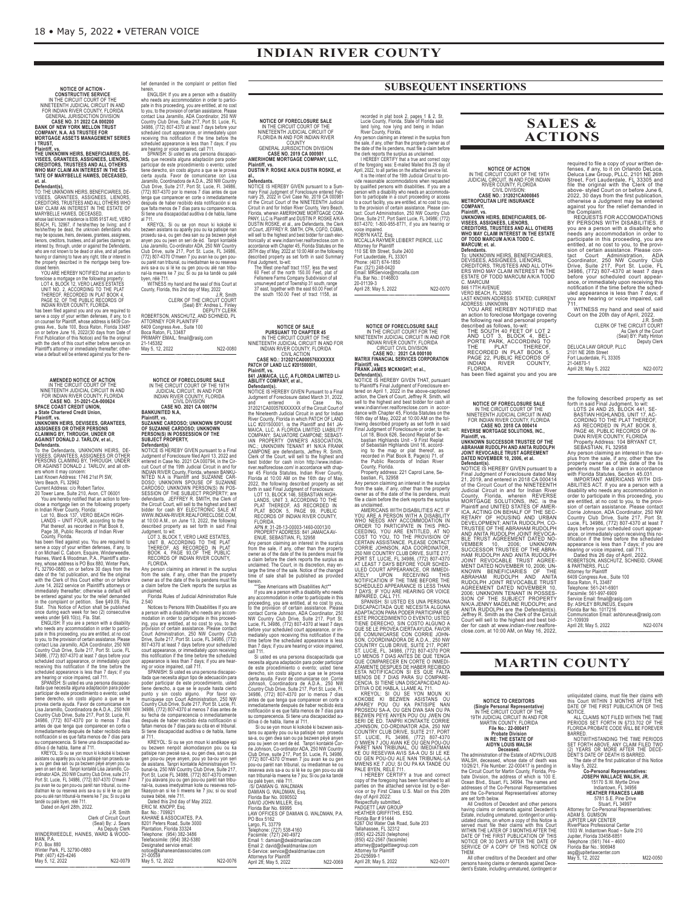# INDIAN RIVER COUNTY

## SUBSEQUENT INSERTIONS

**NOTICE OF ACTION - CONSTRUCTIVE SERVICE**
IN THE CIRCUIT COURT OF THE NINETEENTH JUDICIAL CIRCUIT IN AND FOR INDIAN RIVER COUNTY, FLORIDA
GENERAL JURISDICTION DIVISION
**CASE NO. 31 2022 CA 000200**
**BANK OF NEW YORK MELLON TRUST COMPANY, N.A. AS TRUSTEE FOR MORTGAGE ASSETS MANAGEMENT SERIES I TRUST,**
**Plaintiff, vs.**
**THE UNKNOWN HEIRS, BENEFICIARIES, DEVISEES, GRANTEES, ASSIGNEES, LIENORS, CREDITORS, TRUSTEES AND ALL OTHERS WHO MAY CLAIM AN INTEREST IN THE ESTATE OF MARYBELLE HAWES, DECEASED, et. al.**
**Defendant(s),**
TO: THE UNKNOWN HEIRS, BENEFICIARIES, DEVISEES, GRANTEES, ASSIGNEES, LIENORS, CREDITORS, TRUSTEES AND ALL OTHERS WHO MAY CLAIM AN INTEREST IN THE ESTATE OF MARYBELLE HAWES, DECEASED,
whose last known residence is 8395 91ST AVE, VERO BEACH, FL 32967, if he/she/they be living; and if he/she/they be dead, the unknown defendants who may be spouses, heirs, devisees, grantees, assignees, lienors, creditors, trustees, and all parties claiming an interest by, through, under or against the Defendants, who are not known to be dead or alive, and all parties having or claiming to have any right, title or interest in the property described in the mortgage being foreclosed herein.

YOU ARE HEREBY NOTIFIED that an action to foreclose a mortgage on the following property:
LOT 4, BLOCK 12, VERO LAKES ESTATES UNIT NO. 2, ACCORDING TO THE PLAT THEREOF, RECORDED IN PLAT BOOK 4, PAGE 52, OF THE PUBLIC RECORDS OF INDIAN RIVER COUNTY, FLORIDA.

has been filed against you and you are required to serve a copy of your written defenses, if any, to it on counsel for Plaintiff, whose address is 6409 Congress Ave., Suite 100, Boca Raton, Florida 33487 on or before June 16, 2022/(30 days from Date of First Publication of this Notice) and file the original with the clerk of this court either before service on Plaintiff's attorney or immediately thereafter; otherwise a default will be entered against you for the relief demanded in the complaint or petition filed herein.

ENGLISH: If you are a person with a disability who needs any accommodation in order to participate in this proceeding, you are entitled, at no cost to you, to the provision of certain assistance. Please contact Lisa Jaramillo, ADA Coordinator, 250 NW Country Club Drive, Suite 217, Port St. Lucie, FL 34986, (772) 807-4370 at least 7 days before your scheduled court appearance, or immediately upon receiving this notification if the time before the scheduled appearance is less than 7 days; if you are hearing or voice impaired, call 711.

SPANISH: Si usted es una persona discapacitada que necesita alguna adaptación para poder participar de este procedimiento o evento; usted tiene derecho, sin costo alguno a que se le provea cierta ayuda. Favor de comunicarse con Lisa Jaramillo, Coordinadora de A.D.A., 250 NW Country Club Drive, Suite 217, Port St. Lucie, FL 34986, (772) 807-4370 por lo menos 7 días antes de que tenga que comparecer en corte o inmediatamente después de haber recibido ésta notificación si es que falta menos de 7 días para su comparecencia. Si tiene una discapacidad auditiva ó de habla, llame al 711.

KREYOL: Si ou se yon moun ki kokobé ki bezwen asistans ou aparèy pou ou ka patisipé nan prosedu sa-a, ou gen dwa san ou pa bezwen péyé anyen pou ou jwen on seri de èd. Tanpri kontakté Lisa Jaramillo, Co-ordinator ADA, 250 NW Country Club Drive, suite 217, Port St. Lucie, FL 34986, (772) 807-4370 O'mwen 7 jou avan ke ou gen pou-ou parèt nan tribunal, ou imédiatman ke ou reseva avis sa-a ou si lè ke ou gen pou-ou alé nan tribinal-la mwens ke 7 jou; Si ou pa ka tandé ou palé byen, rélé 711.

WITNESS my hand and the seal of this Court at County, Florida, this 2nd day of May, 2022
J.R. Smith
CLERK OF THE CIRCUIT COURT
(Seal) BY: Andrea L. Finley
DEPUTY CLERK
ROBERTSON, ANSCHUTZ, AND SCHNEID, PL
ATTORNEY FOR PLAINTIFF
6409 Congress Ave., Suite 100
Boca Raton, FL 33487
PRIMARY EMAIL: flmail@raslg.com
21-145382
May 5, 12, 2022 N22-0080

---

**AMENDED NOTICE OF ACTION**
IN THE CIRCUIT COURT OF THE NINETEENTH JUDICIAL CIRCUIT IN AND FOR INDIAN RIVER COUNTY, FLORIDA
**CASE NO. 31-2021-CA-000624**
**SPACE COAST CREDIT UNION, a State Chartered Credit Union,**
**Plaintiff, vs.**
**UNKNOWN HEIRS, DEVISEES, GRANTEES, ASSIGNEES OR OTHER PERSONS CLAIMING BY, THROUGH, UNDER OR AGAINST DONALD J. TARLOV, et al.,**
**Defendants.**
To the Defendants, UNKNOWN HEIRS, DEVISEES, GRANTEES, ASSIGNEES OR OTHER PERSONS CLAIMING BY, THROUGH, UNDER OR AGAINST DONALD J. TARLOV, and all others whom it may concern:
Last Known Address: 1746 21st Pl SW, Vero Beach, FL 32962
Current Address: c/o Robert Tarlov, 20 Tower Lane, Suite 210, Avon, CT 06001

You are hereby notified that an action to foreclose a mortgage lien on the following property in Indian River County, Florida:
Lot 10, Block 137, VERO BEACH HIGHLANDS – UNIT FOUR, according to the Plat thereof, as recorded in Plat Book 8, Page 38, Public Records of Indian River County, Florida.

has been filed against you. You are required to serve a copy of your written defenses, if any, to it on Michael C. Caborn, Esquire, Winderweedle, Haines, Ward & Woodman, P.A., Plaintiff's attorney, whose address is PO Box 880, Winter Park, FL 32790-0880, on or before 30 days from the date of the 1st publication, and file the original with the Clerk of this Court either on or before June 14, 2022 service on Plaintiff's attorneys or immediately thereafter; otherwise a default will be entered against you for the relief demanded in the complaint or petition. See §49.09, Fla. Stat. This Notice of Action shall be published once during each week for two (2) consecutive weeks under §49.10(c), Fla. Stat.

ENGLISH: If you are a person with a disability who needs any accommodation in order to participate in this proceeding, you are entitled, at no cost to you, to the provision of certain assistance. Please contact Lisa Jaramillo, ADA Coordinator, 250 NW Country Club Drive, Suite 217, Port St. Lucie, FL 34986, (772) 807-4370 at least 7 days before your scheduled court appearance, or immediately upon receiving this notification if the time before the scheduled appearance is less than 7 days; if you are hearing or voice impaired, call 711.

SPANISH: Si usted es una persona discapacitada que necesita alguna adaptación para poder participar de este procedimiento o evento; usted tiene derecho, sin costo alguno a que se le provea cierta ayuda. Favor de comunicarse con Lisa Jaramillo, Coordinadora de A.D.A., 250 NW Country Club Drive, Suite 217, Port St. Lucie, FL 34986, (772) 807-4370 por lo menos 7 días antes de que tenga que comparecer en corte o inmediatamente después de haber recibido ésta notificación si es que falta menos de 7 días para su comparecencia. Si tiene una discapacidad auditiva ó de habla, llame al 711.

KREYOL: Si ou se yon moun ki kokobé ki bezwen asistans ou aparèy pou ou ka patisipé nan prosedu sa-a, ou gen dwa san ou pa bezwen péyé anyen pou ou jwen on seri de èd. Tanpri kontakté Lisa Jaramillo, Coordinator ADA, 250 NW Country Club Drive, suite 217, Port St. Lucie, FL 34986, (772) 807-4370 O'mwen 7 jou avan ke ou gen pou-ou parèt nan tribunal, ou imédiatman ke ou reseva avis sa-a ou si lè ke ou gen pou-ou alé nan tribinal-la mwens ke 7 jou; Si ou pa ka tandé ou palé byen, rélé 711.

Dated on April 28th, 2022.
J.R. Smith
Clerk of Circuit Court
(Seal) By: J. Sears
As Deputy Clerk
WINDERWEEDLE, HAINES, WARD & WOODMAN, P.A.
P.O. Box 880
Winter Park, FL 32790-0880
Ph#: (407) 425-4246
May 5, 12, 2022 N22-0079

---

**NOTICE OF FORECLOSURE SALE**
IN THE CIRCUIT COURT OF THE 19TH JUDICIAL CIRCUIT, IN AND FOR INDIAN RIVER COUNTY, FLORIDA
CIVIL DIVISION
**CASE NO. 2021 CA 000794**
**BANKUNITED N.A.**
**Plaintiff, vs.**
**SUZANNE CARDOSO; UNKNOWN SPOUSE OF SUZANNE CARDOSO; UNKNOWN PERSON(S) IN POSSESSION OF THE SUBJECT PROPERTY,**
**Defendant(s)**
NOTICE IS HEREBY GIVEN pursuant to a Final Judgment of Foreclosure filed April 13, 2022 and entered in Case No. 2021 CA 000794, in the Circuit Court of the 19th Judicial Circuit in and for INDIAN RIVER County, Florida, wherein BANKUNITED N.A. is Plaintiff and SUZANNE CARDOSO; UNKNOWN SPOUSE OF SUZANNE CARDOSO; UNKNOWN PERSON(S) IN POSSESSION OF THE SUBJECT PROPERTY; are defendants. JEFFREY R. SMITH, the Clerk of the Circuit Court, will sell to the highest and best bidder for cash BY ELECTRONIC SALE AT WWW.INDIAN-RIVER.REALFORECLOSE.COM, at 10:00 A.M., on June 13, 2022, the following described property as set forth in said Final Judgment, to wit:
LOT 3, BLOCK T, VERO LAKE ESTATES, UNIT B, ACCORDING TO THE PLAT THEREOF, AS RECORDED IN PLAT BOOK 4, PAGE 93, OF THE PUBLIC RECORDS OF INDIAN RIVER COUNTY, FLORIDA.

Any person claiming an interest in the surplus from the sale, if any, other than the property owner as of the date of the lis pendens must file a claim before the Clerk reports the surplus as unclaimed.

Florida Rules of Judicial Administration Rule 2.540

Notices to Persons With Disabilities If you are a person with a disability who needs any accommodation in order to participate in this proceeding, you are entitled, at no cost to you, to the provision of certain assistance. Please contact Court Administration, 250 NW Country Club Drive, Suite 217, Port St. Lucie, FL 34986, (772) 807-4370 at least 7 days before your scheduled court appearance, or immediately upon receiving this notification if the time before the scheduled appearance is less than 7 days; if you are hearing or voice impaired, call 711.

SPANISH: Si usted es una persona discapacitada que necesita algún tipo de adecuación para poder participar de este procedimiento, usted tiene derecho, a que se le ayude hasta cierto punto y sin costo alguno. Por favor comuníquese con Court Administration, 250 NW Country Club Drive, Suite 217, Port St. Lucie, FL 34986, (772) 807-4370 al menos 7 días antes de su fecha de comparecencia o inmediatamente después de haber recibido ésta notificación si faltan menos de 7 días para su cita en el tribunal. Si tiene discapacidad auditiva o de habla, llame al 711.

KREYOL: Si ou se yon moun ki andikape epi ou bezwen nenpòt akomodasyon pou ou ka patisipe nan pwosè sa-a, ou gen dwa, san ou pa gen pou-ou peye anyen, pou yo ba-ou yon seri de asistans. Tanpri kontakte Administrasyon Tribunal-la, 250 NW Country Club Drive, Suite 217, Port St. Lucie, FL 34986, (772) 807-4370 omwen 7 jou alavans jou ou gen pou-ou parèt nan tribunal-la, ouswa imedyatman kote ou resevwa notifikasyon-an si le li mwens ke 7 jou; si ou soud ouswa bèbè, rele 711.

Dated this 2nd day of May 2022.
ERIC M. KNOPP, Esq.
Bar. No.: 709921
KAHANE & ASSOCIATES, P.A.
8201 Peters Road, Suite 3000
Plantation, Florida 33324
Telephone: (954) 382-3486
Telefacsimile: (954) 382-5380
Designated service email:
notice@kahaneandassociates.com
21-00559
May 5, 12, 2022 N22-0076

---

**NOTICE OF FORECLOSURE SALE**
IN THE CIRCUIT COURT OF THE NINETEENTH JUDICIAL CIRCUIT OF FLORIDA IN AND FOR INDIAN RIVER COUNTY
GENERAL JURISDICTION DIVISION
**CASE NO. 2019 CA 000981**
**AMERIHOME MORTGAGE COMPANY, LLC,**
**Plaintiff, vs.**
**DUSTIN P. ROSKE A/K/A DUSTIN ROSKE, et al.,**
**Defendants.**
NOTICE IS HEREBY GIVEN pursuant to a Summary Final Judgment of Foreclosure entered February 25, 2022 in Civil Case No. 2019 CA 000981 of the Circuit Court of the NINETEENTH Judicial Circuit in and for Indian River County, Vero Beach, Florida, wherein AMERIHOME MORTGAGE COMPANY, LLC is Plaintiff and DUSTIN P. ROSKE A/K/A DUSTIN ROSKE, et al., are Defendants, the Clerk of Court, JEFFREY R. SMITH, CPA, CGFO, CGMA, will sell to the highest and best bidder for cash electronically at www.indianriver.realforeclose.com in accordance with Chapter 45, Florida Statutes on the 26TH day of May, 2022 at 10:00 AM on the following described property as set forth in said Summary Final Judgment, to-wit:
The West one-half tract 1157, less the west 60 Feet of the north 150.00 Feet, plat of Fellsmere Farms Company Subdivision of all unsurveyed part of Township 31 south, range 37 east, together with the east 60.00 Feet of the south 150.00 Feet of tract 1158, as recorded in plat book 2, pages 1 & 2, St. Lucie County, Florida, State of Florida said land lying, now lying and being in Indian River County, Florida.

Any person claiming an interest in the surplus from the sale, if any, other than the property owner as of the date of the lis pendens, must file a claim before the clerk reports the surplus as unclaimed.

I HEREBY CERTIFY that a true and correct copy of the foregoing was: E-mailed Mailed this 25 day of April, 2022, to all parties on the attached service list.

It is the intent of the 19th Judicial Circuit to provide reasonable accommodations when requested by qualified persons with disabilities. If you are a person with a disability who needs an accommodation to participate in a court proceeding or access to a court facility, you are entitled, at no cost to you, to the provision of certain assistance. Please contact: Court Administration, 250 NW Country Club Drive, Suite 217, Port Saint Lucie, FL 34986; (772) 807-4370; 1-800-955-8771, if you are hearing or voice impaired.
ROBYN KATZ, Esq.
MCCALLA RAYMER LEIBERT PIERCE, LLC
Attorney for Plaintiff
110 SE 6th Street, Suite 2400
Fort Lauderdale, FL 33301
Phone: (407) 674-1850
Fax: (321) 248-0420
Email: MRService@mccalla.com
Fla. Bar No.: 0146803
20-01139-3
April 28; May 5, 2022 N22-0070

---

**NOTICE OF SALE PURSUANT TO CHAPTER 45**
IN THE CIRCUIT COURT OF THE NINETEENTH JUDICIAL CIRCUIT IN AND FOR INDIAN RIVER COUNTY, FLORIDA
CIVIL ACTION
**CASE NO.: 312021CA000576XXXXXX**
**PATCH OF LAND LLC #201500001,**
**Plaintiff, vs.**
**841 JAMAICA, LLC, A FLORIDA LIMITED LIABILITY COMPANY, et al.,**
**Defendant(s).**
NOTICE IS HEREBY GIVEN Pursuant to a Final Judgment of Foreclosure dated March 31, 2022, and entered in Case No. 312021CA000576XXXXXX of the Circuit Court of the Nineteenth Judicial Circuit in and for Indian River County, Florida in which PATCH OF LAND LLC #201500001, is the Plaintiff and 841 JAMAICA, LLC, A FLORIDA LIMITED LIABILITY COMPANY; SALVATORE CAMPONE; SEBASTIAN PROPERTY OWNER'S ASSOCIATION, INC.; UNKNOWN TENANT #1 N/K/A FRANK CAMPONE are defendants, Jeffrey R. Smith, Clerk of the Court, will sell to the highest and best bidder for cash in/on http://www.indian-river.realforeclose.com in accordance with chapter 45 Florida Statutes, Indian River County, Florida at 10:00 AM on the 16th day of May, 2022, the following described property as set forth in said Final Judgment of Foreclosure:
LOT 13, BLOCK 146, SEBASTIAN HIGHLANDS, UNIT 3, ACCORDING TO THE PLAT THEREOF, AS RECORDED IN PLAT BOOK 5, PAGE 99, PUBLIC RECORDS OF INDIAN RIVER COUNTY, FLORIDA.
APN #: 31-28-13-00003-1460-00013/0
PROPERTY ADDRESS: 841 JAMAICA AVENUE, SEBASTIAN, FL 32958

Any person claiming an interest in the surplus from the sale, if any, other than the property owner as of the date of the lis pendens must file a claim before the clerk reports the surplus as unclaimed. The court, in its discretion, may enlarge the time of the sale. Notice of the changed time of sale shall be published as provided herein.

**See Americans with Disabilities Act**
If you are a person with a disability who needs any accommodation in order to participate in this proceeding, you are entitled, at no cost to you, to the provision of certain assistance. Please contact Corrie Johnson, ADA Coordinator, 250 NW Country Club Drive, Suite 217, Port St. Lucie, FL 34986, (772) 807-4370 at least 7 days before your scheduled court appearance, or immediately upon receiving this notification if the time before the scheduled appearance is less than 7 days; if you are hearing or voice impaired, call 711.

Si usted es una persona discapacitada que necesita alguna adaptación para poder participar de este procedimiento o evento; usted tiene derecho, sin costo alguno a que se le provea cierta ayuda. Favor de comunicarse con Corrie Johnson, Coordinadora de A.D.A., 250 NW Country Club Drive, Suite 217, Port St. Lucie, FL 34986, (772) 807-4370 por lo menos 7 días antes de que tenga que comparecer en corte o inmediatamente después de haber recibido ésta notificación si es que falta menos de 7 días para su comparecencia. Si tiene una discapacidad auditiva ó de habla, llame al 711.

Si ou se yon moun ki kokobé ki bezwen asistans ou aparèy pou ou ka patisipé nan prosedu sa-a, ou gen dwa san ou pa bezwen péyé anyen pou ou jwen on seri de èd. Tanpri kontakté Corrie Johnson, Co-ordinator ADA, 250 NW Country Club Drive, suite 217, Port St. Lucie, FL 34986, (772) 807-4370 O'mwen 7 jou avan ke ou gen pou-ou parèt nan tribunal, ou imédiatman ke ou reseva avis sa-a ou si lè ke ou gen pou-ou alé nan tribinal-la mwens ke 7 jou; Si ou pa ka tandé ou palé byen, rélé 711.
/S/ DAMIAN G. WALDMAN
DAMIAN G. WALDMAN, Esq.
Florida Bar No. 0090502
DAVID JOHN MILLER, Esq.
Florida Bar No. 69995
LAW OFFICES OF DAMIAN G. WALDMAN, P.A.
PO Box 5162
Largo, FL 33779
Telephone: (727) 538-4160
Facsimile: (727) 240-4972
Email 1: damian@dwaldmanlaw.com
Email 2: david@dwaldmanlaw.com
E-Service: service@dwaldmanlaw.com
Attorneys for Plaintiff
April 28; May 5, 2022 N22-0069

---

**NOTICE OF FORECLOSURE SALE**
IN THE CIRCUIT COURT FOR THE NINETEENTH JUDICIAL CIRCUIT IN AND FOR INDIAN RIVER COUNTY, FLORIDA
CIRCUIT CIVIL DIVISION
**CASE NO.: 2021 CA 000100**
**MATRIX FINANCIAL SERVICES CORPORATION**
**Plaintiff, vs.**
**FRANK JAMES MCKNIGHT; et al.,**
**Defendant(s).**
NOTICE IS HEREBY GIVEN THAT, pursuant to Plaintiff's Final Judgment of Foreclosure entered on April 1, 2022 in the above-captioned action, the Clerk of Court, Jeffrey R. Smith, will sell to the highest and best bidder for cash at www.indianriver.realforeclose.com in accordance with Chapter 45, Florida Statutes on the 16th day of May, 2022 at 10:00 AM on the following described property as set forth in said Final Judgment of Foreclosure or order, to wit:
Lot 18, Block 626, Second Replat of Sebastian Highlands Unit - 9 First Replat of Sebastian Highlands Unit 16, according to the map or plat thereof, as recorded in Plat Book 8, Page(s) 71, of the Public Records of Indian River County, Florida.
Property address: 221 Caprol Lane, Sebastian, FL 32958

Any person claiming an interest in the surplus from the sale, if any, other than the property owner as of the date of the lis pendens, must file a claim before the clerk reports the surplus as unclaimed.

AMERICANS WITH DISABILITIES ACT. IF YOU ARE A PERSON WITH A DISABILITY WHO NEEDS ANY ACCOMMODATION IN ORDER TO PARTICIPATE IN THIS PROCEEDING, YOU ARE ENTITLED, AT NO COST TO YOU, TO THE PROVISION OF CERTAIN ASSISTANCE. PLEASE CONTACT CORRIE JOHNSON, ADA COORDINATOR, 250 NW COUNTRY CLUB DRIVE, SUITE 217, PORT ST. LUCIE, FL 34986, (772) 807-4370 AT LEAST 7 DAYS BEFORE YOUR SCHEDULED COURT APPEARANCE, OR IMMEDIATELY UPON RECEIVING THIS NOTIFICATION IF THE TIME BEFORE THE SCHEDULED APPEARANCE IS LESS THAN 7 DAYS; IF YOU ARE HEARING OR VOICE IMPAIRED, CALL 711.

SPANISH: SI USTED ES UNA PERSONA DISCAPACITADA QUE NECESITA ALGUNA ADAPTACION PARA PODER PARTICIPAR DE ESTE PROCEDIMIENTO O EVENTO; USTED TIENE DERECHO, SIN COSTO ALGUNO A QUE SE LE PROVEA CIERTA AYUDA. FAVOR DE COMUNICARSE CON CORRIE JOHNSON, COORDINADORA DE A.D.A., 250 NW COUNTRY CLUB DRIVE, SUITE 217, PORT ST. LUCIE, FL 34986, (772) 807-4370 POR LO MENOS 7 DIAS ANTES DE QUE TENGA QUE COMPARECER EN CORTE O INMEDIATAMENTE DESPUES DE HABER RECIBIDO ESTA NOTIFICACION SI ES QUE FALTA MENOS DE 7 DIAS PARA SU COMPARECENCIA. SI TIENE UNA DISCAPACIDAD AUDITIVA O DE HABLA, LLAME AL 711.

KREYOL: SI OU SE YON MOUN KI KOKOBE KI BEZWEN ASISTANS OU APAREY POU OU KA PATISIPE NAN PROSEDU SA-A, OU GEN DWA SAN OU PA BEZWEN PEYE ANYEN POU OU JWEN ON SERI DE ED. TANPRI KONTAKTE CORRIE JOHNSON, CO-ORDINATOR ADA, 250 NW COUNTRY CLUB DRIVE, SUITE 217, PORT ST. LUCIE, FL 34986, (772) 807-4370 O'MWEN 7 JOU AVAN KE OU GEN POU-OU PARET NAN TRIBUNAL, OU IMEDIATMAN KE OU RESEVWA AVIS SA-A OU SI LE KE OU GEN POU-OU ALE NAN TRIBUNAL-LA MWENS KE 7 JOU; SI OU PA KA TANDE OU PALE BYEN, RELE 711.

I HEREBY CERTIFY a true and correct copy of the foregoing has been furnished to all parties on the attached service list by e-Service or by First Class U.S. Mail on this 20th day of April 2022:
Respectfully submitted,
PADGETT LAW GROUP
HEATHER GRIFFITHS, ESQ.
Florida Bar # 91444
6267 Old Water Oak Road, Suite 203
Tallahassee, FL 32312
(850) 422-2520 (telephone)
(850) 422-2567 (facsimile)
attorney@padgettlawgroup.com
Attorney for Plaintiff
20-025699-1
April 28; May 5, 2022 N22-0071

---

# SALES & ACTIONS

**NOTICE OF ACTION**
IN THE CIRCUIT COURT OF THE 19TH JUDICIAL CIRCUIT, IN AND FOR INDIAN RIVER COUNTY, FLORIDA
CIVIL DIVISION:
**CASE NO.: 312021CA000845**
**METROPOLITAN LIFE INSURANCE COMPANY,**
**Plaintiff, vs.**
**UNKNOWN HEIRS, BENEFICIARIES, DEVISEES, ASSIGNEES, LIENORS, CREDITORS, TRUSTEES AND ALL OTHERS WHO MAY CLAIM INTEREST IN THE ESTATE OF TODD MARCUM A/K/A TODD C. MARCUM; et. al.**
**Defendants.**
To: UNKNOWN HEIRS, BENEFICIARIES, DEVISEES, ASSIGNEES, LIENORS, CREDITORS, TRUSTEES AND ALL OTHERS WHO MAY CLAIM INTEREST IN THE ESTATE OF TODD MARCUM A/K/A TODD C. MARCUM
846 17TH AVENUE
VERO BEACH, FL 32960
LAST KNOWN ADDRESS: STATED; CURRENT ADDRESS: UNKNOWN

YOU ARE HEREBY NOTIFIED that an action to foreclose Mortgage covering the following real and personal property described as follows, to-wit:
THE SOUTH 40 FEET OF LOT 2 AND LOT 3, BLOCK 4, BELPORTE PARK, ACCORDING TO THE PLAT THEREOF, RECORDED IN PLAT BOOK 5, PAGE 22, PUBLIC RECORDS OF INDIAN RIVER COUNTY, FLORIDA.

has been filed against you and you are required to file a copy of your written defenses, if any, to it on Orlando DeLuca, Deluca Law Group, PLLC, 2101 NE 26th Street, Fort Lauderdale, FL 33305 and file the original with the Clerk of the above- styled Court on or before June 6, 2022, 30 days from the first publication, otherwise a Judgment may be entered against you for the relief demanded in the Complaint.

REQUESTS FOR ACCOMODATIONS BY PERSONS WITH DISABILITIES. If you are a person with a disability who needs any accommodation in order to participate in this proceeding, you are entitled, at no cost to you, to the provision of certain assistance. Please contact Court Administration, ADA Coordinator, 250 NW Country Club Drive, Suite 217, Port St. Lucie, FL 34986, (772) 807-4370 at least 7 days before your scheduled court appearance, or immediately upon receiving this notification if the time before the scheduled appearance is less than 7 days; if you are hearing or voice impaired, call 711.

WITNESS my hand and seal of said Court on the 20th day of April, 2022.
J.R. Smith
CLERK OF THE CIRCUIT COURT
As Clerk of the Court
(Seal) BY: Patty Hinton
Deputy Clerk
DELUCA LAW GROUP, PLLC
2101 NE 26th Street
Fort Lauderdale, FL 33305
21-04870-1
April 28; May 5, 2022 N22-0072

---

**NOTICE OF FORECLOSURE SALE**
IN THE CIRCUIT COURT OF THE NINETEENTH JUDICIAL CIRCUIT IN AND FOR INDIAN RIVER COUNTY, FLORIDA
**CASE NO. 2018 CA 000414**
**REVERSE MORTGAGE SOLUTIONS, INC.,**
**Plaintiff, vs.**
**UNKNOWN SUCCESSOR TRUSTEE OF THE ABRAHAM RUDOLPH AND ANITA RUDOLPH JOINT REVOCABLE TRUST AGREEMENT DATED NOVEMBER 10, 2006, et al.**
**Defendant(s).**
NOTICE IS HEREBY GIVEN pursuant to a Final Judgment of Foreclosure dated May 21, 2019, and entered in 2018 CA 000414 of the Circuit Court of the NINETEENTH Judicial Circuit in and for Indian River County, Florida, wherein REVERSE MORTGAGE SOLUTIONS, INC. is the Plaintiff and UNITED STATES OF AMERICA, ACTING ON BEHALF OF THE SECRETARY OF HOUSING AND URBAN DEVELOPMENT; ANITA RUDOLPH, CO-TRUSTEE OF THE ABRAHAM RUDOLPH AND ANITA RUDOLPH JOINT REVOCABLE TRUST AGREEMENT DATED NOVEMBER 10, 2006; UNKNOWN SUCCESSOR TRUSTEE OF THE ABRAHAM RUDOLPH AND ANITA RUDOLPH JOINT REVOCABLE TRUST AGREEMENT DATED NOVEMBER 10, 2006; UNKNOWN BENEFICIARIES OF THE ABRAHAM RUDOLPH AND ANITA RUDOLPH JOINT REVOCABLE TRUST AGREEMENT DATED NOVEMBER 10, 2006; UNKNOWN TENANT IN POSSESSION OF THE SUBJECT PROPERTY N/K/A JENNY MADELINE RUDOLPH; and ANITA RUDOLPH are the Defendant(s). Jeffrey R. Smith as the Clerk of the Circuit Court will sell to the highest and best bidder for cash at www.indian-river.realforeclose.com, at 10:00 AM, on May 16, 2022, the following described property as set forth in said Final Judgment, to wit:
LOTS 24 AND 25, BLOCK 441, SEBASTIAN HIGHLANDS, UNIT 17, ACCORDING TO THE PLAT THEREOF, AS RECORDED IN PLAT BOOK 8, PAGE 46, PUBLIC RECORDS OF INDIAN RIVER COUNTY, FLORIDA
Property Address: 104 BRYANT CT, SEBASTIAN, FL 32958

Any person claiming an interest in the surplus from the sale, if any, other than the property owner as of the date of the lis pendens must file a claim in accordance with Florida Statutes, Section 45.031.

IMPORTANT AMERICANS WITH DISABILITIES ACT. If you are a person with a disability who needs any accommodation in order to participate in this proceeding, you are entitled, at no cost to you, to the provision of certain assistance. Please contact Corrie Johnson, ADA Coordinator, 250 NW Country Club Drive, Suite 217, Port St. Lucie, FL 34986, (772) 807-4370 at least 7 days before your scheduled court appearance, or immediately upon receiving this notification if the time before the scheduled appearance is less than 7 days; if you are hearing or voice impaired, call 711.

Dated this 26 day of April, 2022.
ROBERTSON, ANSCHUTZ, SCHNEID, CRANE & PARTNERS, PLLC
Attorney for Plaintiff
6409 Congress Ave., Suite 100
Boca Raton, FL 33487
Telephone: 561-241-6901
Facsimile: 561-997-6909
Service Email: flmail@raslg.com
By: ASHLEY BRUNEUS, Esquire
Florida Bar No. 1017216
Communication Email: ashbruneus@raslg.com
21-109939
April 28; May 5, 2022 N22-0074

---

# MARTIN COUNTY

**NOTICE TO CREDITORS**
**(Single Personal Representative)**
IN THE CIRCUIT COURT OF THE 19TH JUDICIAL CIRCUIT IN AND FOR MARTIN COUNTY, FLORIDA
**File No.: 22-000417**
**Probate Division**
**IN RE: THE ESTATE OF AIDYN LOUIS WALSH**
**Deceased.**
The administration of the Estate of AIDYN LOUIS WALSH, deceased, whose date of death was 10/26/21, File Number: 22-000417 is pending in the Circuit Court for Martin County, Florida, Probate Division, the address of which is 100 E. Ocean Blvd., Stuart, FL 34994. The names and addresses of the Co-Personal Representatives and the Co-Personal Representatives' attorney are set forth below.

All Creditors of Decedent and other persons having claims or demands against Decedent's Estate, including unmatured, contingent or unliquidated claims, on whom a copy of this Notice is served must file their claims with this Court WITHIN THE LATER OF 3 MONTHS AFTER THE DATE OF THE FIRST PUBLICATION OF THIS NOTICE OR 30 DAYS AFTER THE DATE OF SERVICE OF A COPY OF THIS NOTICE ON THEM.

All other creditors of the Decedent and other persons having claims or demands against Decedent's Estate, including unmatured, contingent or unliquidated claims, must file their claims with this court WITHIN 3 MONTHS AFTER THE DATE OF THE FIRST PUBLICATION OF THIS NOTICE.

ALL CLAIMS NOT FILED WITHIN THE TIME PERIODS SET FORTH IN §733.702 OF THE FLORIDA PROBATE CODE WILL BE FOREVER BARRED.

NOTWITHSTANDING THE TIME PERIODS SET FORTH ABOVE, ANY CLAIM FILED TWO (2) YEARS OR MORE AFTER THE DECEDENT'S DATE OF DEATH IS BARRED.

The date of the first publication of this Notice is May 5, 2022.
**Co-Personal Representatives:**
**JOSEPH WALLACE WALSH, JR.**
15170 S.W. Myrtle Drive
Indiantown, FL 34956
**HEATHER FRANCES LAMB**
5781 S.E. Pine Drive
Stuart, FL 34997
Attorney for Co-Personal Representatives:
ADAM S. GUMSON
JUPITER LAW CENTER
RiverPlace Professional Center
1003 W. Indiantown Road – Suite 210
Jupiter, Florida 33458-6851
Telephone: (561) 744 – 4600
Florida Bar No.: 906948
asg@jupiterlawcenter.com
May 5, 12, 2022 M22-0050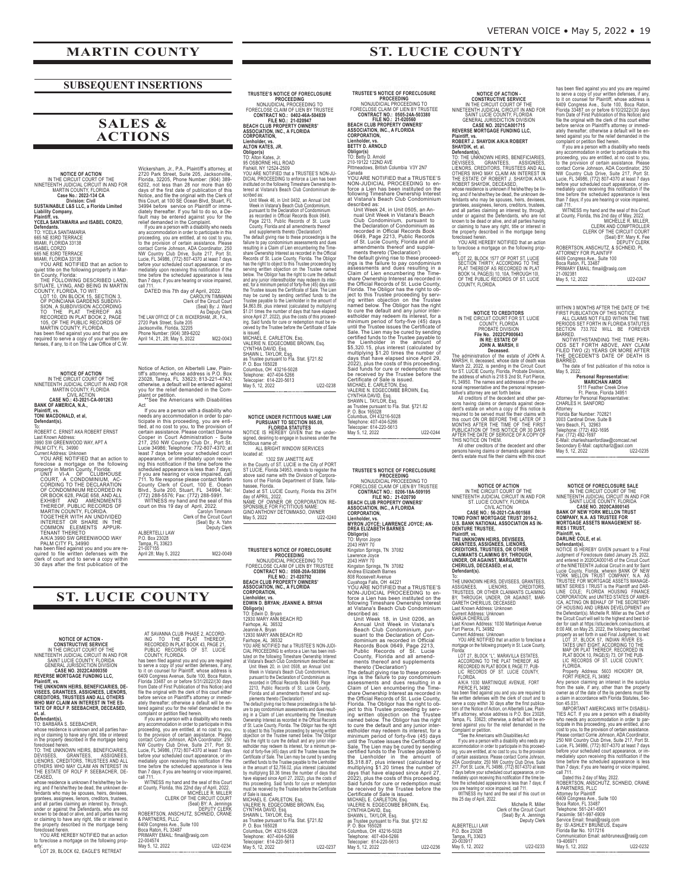# MARTIN COUNTY

## SUBSEQUENT INSERTIONS

## SALES & ACTIONS

**NOTICE OF ACTION**
IN THE CIRCUIT COURT OF THE NINETEENTH JUDICIAL CIRCUIT IN AND FOR MARTIN COUNTY, FLORIDA
**Case No.: 2022-134 CA**
**Division: Civil**
**SUSTAINABLE L&S LLC, a Florida Limited Liability Company,**
**Plaintiff, vs.**
**YCELA SANTAMARIA and ISABEL CORZO,**
**Defendants.**
TO: YCELA SANTAMARIA
665 NE 83RD TERRACE
MIAMI, FLORIDA 33138
ISABEL CORZO
665 NE 83RD TERRACE
MIAMI, FLORIDA 33138

YOU ARE NOTIFIED that an action to quiet title on the following property in Martin County, Florida:

THE FOLLOWING DESCRIBED LAND, SITUATE, LYING, AND BEING IN MARTIN COUNTY, FLORIDA, TO WIT:
LOT 10, ON BLOCK 15, SECTION 3, OF POINCIANA GARDENS SUBDIVISION, A SUBDIVISION ACCORDING TO THE PLAT THEREOF AS RECORDED IN PLAT BOOK 2, PAGE 105, OF THE PUBLIC RECORDS OF MARTIN COUNTY, FLORIDA.

has been filed against you and that you are required to serve a copy of your written defenses, if any, to it on The Law Office of C.W. Wickersham, Jr., P.A., Plaintiff's attorney, at 2720 Park Street, Suite 205, Jacksonville, Florida, 32205, Phone Number: (904) 389-6202, not less than 28 nor more than 60 days of the first date of publication of this Notice, and file the original with the Clerk of this Court, at 100 SE Ocean Blvd, Stuart, FL 34994 before service on Plaintiff or immediately thereafter. If you fail to do so, a Default may be entered against you for the relief demanded in the Complaint.

If you are a person with a disability who needs any accommodation in order to participate in this proceeding, you are entitled, at no cost to you, to the provision of certain assistance. Please contact Corrie Johnson, ADA Coordinator, 250 NW Country Club Drive, Suite 217, Port St. Lucie, FL 34986, (772) 807-4370 at least 7 days before your scheduled court appearance, or immediately upon receiving this notification if the time before the scheduled appearance is less than 7 days; if you are hearing or voice impaired, call 711.

DATED this 7th day of April, 2022.
CAROLYN TIMMANN
Clerk of the Circuit Court
(Seal) By: J. Ward
As Deputy Clerk

THE LAW OFFICE OF C.W. WICKERSHAM, JR., P.A.,
2720 Park Street, Suite 205
Jacksonville, Florida, 32205
Phone Number: (904) 389-6202
April 14, 21, 28; May 5, 2022 M22-0043

---

**NOTICE OF ACTION**
IN THE CIRCUIT COURT OF THE NINETEENTH JUDICIAL CIRCUIT IN AND FOR MARTIN COUNTY, FLORIDA
CIVIL ACTION
**CASE NO.: 43-2021-CA-001263**
**BANK OF AMERICA, N.A.,**
**Plaintiff, vs.**
**TONI MACDONALD, et al,**
**Defendant(s).**
To:
ROBERT C. ERNST AKA ROBERT ERNST
Last Known Address:
3990 SW GREENWOOD WAY, APT A
PALM CITY, FL 34990
Current Address: Unknown

YOU ARE NOTIFIED that an action to foreclose a mortgage on the following property in Martin County, Florida:

UNIT VI-A OF CLUBHOUSE COURT, A CONDOMINIUM, ACCORDING TO THE DECLARATION OF CONDOMINIUM RECORDED IN OR BOOK 628, PAGE 658, AND ALL EXHIBIT AND AMENDMENTS THEREOF, PUBLIC RECORDS OF MARTIN COUNTY, FLORIDA. TOGETHER WITH AN UNDIVIDED INTEREST OR SHARE IN THE COMMON ELEMENTS APPURTENANT THERETO
A/K/A 3990 SW GREENWOOD WAY PALM CITY FL 34990

has been filed against you and you are required to file written defenses with the clerk of court and to serve a copy within 30 days after the first publication of the Notice of Action, on Albertelli Law, Plaintiff's attorney, whose address is P.O. Box 23028, Tampa, FL 33623; 813-221-4743; otherwise, a default will be entered against you for the relief demanded in the Complaint or petition.

**See the Americans with Disabilities Act

If you are a person with a disability who needs any accommodation in order to participate in this proceeding, you are entitled, at no cost to you, to the provision of certain assistance. Please contact Jennifer Cooper in Court Administration - Suite 217, 250 NW Country Club Dr., Port St. Lucie 34986; Telephone: 772-807-4370; at least 7 days before your scheduled court appearance, or immediately upon receiving this notification if the time before the scheduled appearance is less than 7 days; if you are hearing or voice impaired, call 711. To file response please contact Martin County Clerk of Court, 100 E. Ocean Blvd., Suite 200, Stuart, FL 34994, Tel: (772) 288-5576; Fax: (772) 288-5991.

WITNESS my hand and the seal of this court on this 19 day of April, 2022.
Carolyn Timmann
Clerk of the Circuit Court
(Seal) By: A. Yahn
Deputy Clerk

ALBERTELLI LAW
P.O. Box 23028
Tampa, FL 33623
21-007155
April 28; May 5, 2022 M22-0049

---

# ST. LUCIE COUNTY

**NOTICE OF ACTION - CONSTRUCTIVE SERVICE**
IN THE CIRCUIT COURT OF THE NINETEENTH JUDICIAL CIRCUIT IN AND FOR SAINT LUCIE COUNTY, FLORIDA
GENERAL JURISDICTION DIVISION
**CASE NO. 2022CA000350**
**REVERSE MORTGAGE FUNDING LLC,**
**Plaintiff, vs.**
**THE UNKNOWN HEIRS, BENEFICIARIES, DEVISEES, GRANTEES, ASSIGNEES, LIENORS, CREDITORS, TRUSTEES AND ALL OTHERS WHO MAY CLAIM AN INTEREST IN THE ESTATE OF ROLF P. SEEBACHER, DECEASED, et. al.**
**Defendant(s),**
TO: BARBARA S. SEEBACHER,
whose residence is unknown and all parties having or claiming to have any right, title or interest in the property described in the mortgage being foreclosed herein.
TO: THE UNKNOWN HEIRS, BENEFICIARIES, DEVISEES, GRANTEES, ASSIGNEES, LIENORS, CREDITORS, TRUSTEES AND ALL OTHERS WHO MAY CLAIM AN INTEREST IN THE ESTATE OF ROLF P. SEEBACHER, DECEASED,
whose residence is unknown if he/she/they be living; and if he/she/they be dead, the unknown defendants who may be spouses, heirs, devisees, grantees, assignees, lienors, creditors, trustees, and all parties claiming an interest by, through, under or against the Defendants, who are not known to be dead or alive, and all parties having or claiming to have any right, title or interest in the property described in the mortgage being foreclosed herein.

YOU ARE HEREBY NOTIFIED that an action to foreclose a mortgage on the following property:

LOT 29, BLOCK 62, EAGLE'S RETREAT AT SAVANNA CLUB PHASE 2, ACCORDING TO THE PLAT THEREOF, RECORDED IN PLAT BOOK 43, PAGE 21, PUBLIC RECORDS OF ST. LUCIE COUNTY, FLORIDA.

has been filed against you and you are required to serve a copy of your written defenses, if any, to it on counsel for Plaintiff, whose address is 6409 Congress Avenue, Suite 100, Boca Raton, Florida 33487 on or before 5/31/2022/(30 days from Date of First Publication of this Notice) and file the original with the clerk of this court either before service on Plaintiff's attorney or immediately thereafter; otherwise a default will be entered against you for the relief demanded in the complaint or petition filed herein.

If you are a person with a disability who needs any accommodation in order to participate in this proceeding, you are entitled, at no cost to you, to the provision of certain assistance. Please contact Corrie Johnson, ADA Coordinator, 250 NW Country Club Drive, Suite 217, Port St. Lucie, FL 34986, (772) 807-4370 at least 7 days before your scheduled court appearance, or immediately upon receiving this notification if the time before the scheduled appearance is less than 7 days; if you are hearing or voice impaired, call 711.

WITNESS my hand and the seal of this Court at County, Florida, this 22nd day of April, 2022.
MICHELLE R. MILLER
CLERK OF THE CIRCUIT COURT
(Seal) BY: A. Jennings
DEPUTY CLERK

ROBERTSON, ANSCHUTZ, SCHNEID, CRANE & PARTNERS, PLLC
6409 Congress Ave., Suite 100
Boca Raton, FL 33487
PRIMARY EMAIL: flmail@raslg.com
22-004574
May 5, 12, 2022 U22-0234

---

**TRUSTEE'S NOTICE OF FORECLOSURE PROCEEDING**
NONJUDICIAL PROCEEDING TO FORECLOSE CLAIM OF LIEN BY TRUSTEE
**CONTRACT NO.: 0402-46A-504839**
**FILE NO.: 21-020947**
**BEACH CLUB PROPERTY OWNERS' ASSOCIATION, INC., A FLORIDA CORPORATION,**
**Lienholder, vs.**
**ALTON KATES, JR.**
**Obligor(s)**
TO: Alton Kates, Jr.
95 OSBORNE HILL ROAD
Fishkill, NY 12524-2509

YOU ARE NOTIFIED that a TRUSTEE'S NON-JUDICIAL PROCEEDING to enforce a Lien has been instituted on the following Timeshare Ownership Interest at Vistana's Beach Club Condominium described as:

Unit Week 46, in Unit 0402, an Annual Unit Week in Vistana's Beach Club Condominium, pursuant to the Declaration of Condominium as recorded in Official Records Book 0649, Page 2213, Public Records of St. Lucie County, Florida and all amendments thereof and supplements thereto ('Declaration')

The default giving rise to these proceedings is the failure to pay condominium assessments and dues resulting in a Claim of Lien encumbering the Timeshare Ownership Interest as recorded in the Official Records of St. Lucie County, Florida. The Obligor has the right to object to this Trustee proceeding by serving written objection on the Trustee named below. The Obligor has the right to cure the default and any junior interestholder may redeem its interest, for a minimum period of forty-five (45) days until the Trustee issues the Certificate of Sale. The Lien may be cured by sending certified funds to the Trustee payable to the Lienholder in the amount of $4,863.89, plus interest (calculated by multiplying $1.01 times the number of days that have elapsed since April 27, 2022), plus the costs of this proceeding. Said funds for cure or redemption must be received by the Trustee before the Certificate of Sale is issued.

MICHAEL E. CARLETON, Esq.
VALERIE N. EDGECOMBE BROWN, Esq.
CYNTHIA DAVID, Esq.
SHAWN L. TAYLOR, Esq.
as Trustee pursuant to Fla. Stat. §721.82
P. O. Box 165028
Columbus, OH 43216-5028
Telephone: 407-404-5266
Telecopier: 614-220-5613
May 5, 12, 2022 U22-0238

---

**NOTICE UNDER FICTITIOUS NAME LAW PURSUANT TO SECTION 865.09, FLORIDA STATUTES**
NOTICE IS HEREBY GIVEN that the undersigned, desiring to engage in business under the fictitious name of:

ALL BRIGHT WINDOW SERVICES

located at:

1302 SW JANETTE AVE

in the County of ST. LUCIE in the City of PORT ST LUCIE, Florida 34953, intends to register the above said name with the Division of Corporations of the Florida Department of State, Tallahassee, Florida.

Dated at ST. LUCIE County, Florida this 29TH day of APRIL, 2022.
NAME OF OWNER OR CORPORATION RESPONSIBLE FOR FICTITIOUS NAME:
GINO ANTHONY DETOMMASO, OWNER
May 5, 2022 U22-0240

---

**TRUSTEE'S NOTICE OF FORECLOSURE PROCEEDING**
NONJUDICIAL PROCEEDING TO FORECLOSE CLAIM OF LIEN BY TRUSTEE
**CONTRACT NO.: 0508-20A-503896**
**FILE NO.: 21-020792**
**BEACH CLUB PROPERTY OWNERS' ASSOCIATION, INC., A FLORIDA CORPORATION,**
**Lienholder, vs.**
**EDWIN D. BRYAN; JEANNIE A. BRYAN**
**Obligor(s)**
TO: Edwin D. Bryan
12930 MARY ANN BEACH RD
Fairhope, AL 36532
Jeannie A. Bryan
12930 MARY ANN BEACH RD
Fairhope, AL 36532

YOU ARE NOTIFIED that a TRUSTEE'S NON-JUDICIAL PROCEEDING to enforce a Lien has been instituted on the following Timeshare Ownership Interest at Vistana's Beach Club Condominium described as:

Unit Week 20, in Unit 0508, an Annual Unit Week in Vistana's Beach Club Condominium, pursuant to the Declaration of Condominium as recorded in Official Records Book 0649, Page 2213, Public Records of St. Lucie County, Florida and all amendments thereof and supplements thereto ('Declaration')

The default giving rise to these proceedings is the failure to pay condominium assessments and dues resulting in a Claim of Lien encumbering the Timeshare Ownership Interest as recorded in the Official Records of St. Lucie County, Florida. The Obligor has the right to object to this Trustee proceeding by serving written objection on the Trustee named below. The Obligor has the right to cure the default and any junior interestholder may redeem its interest, for a minimum period of forty-five (45) days until the Trustee issues the Certificate of Sale. The Lien may be cured by sending certified funds to the Trustee payable to the Lienholder in the amount of $2,756.02, plus interest (calculated by multiplying $0.36 times the number of days that have elapsed since April 27, 2022), plus the costs of this proceeding. Said funds for cure or redemption must be received by the Trustee before the Certificate of Sale is issued.

MICHAEL E. CARLETON, Esq.
VALERIE N. EDGECOMBE BROWN, Esq.
CYNTHIA DAVID, Esq.
SHAWN L. TAYLOR, Esq.
as Trustee pursuant to Fla. Stat. §721.82
P. O. Box 165028
Columbus, OH 43216-5028
Telephone: 407-404-5266
Telecopier: 614-220-5613
May 5, 12, 2022 U22-0237

---

**TRUSTEE'S NOTICE OF FORECLOSURE PROCEEDING**
NONJUDICIAL PROCEEDING TO FORECLOSE CLAIM OF LIEN BY TRUSTEE
**CONTRACT NO.: 0505-24A-503380**
**FILE NO.: 21-020560**
**BEACH CLUB PROPERTY OWNERS' ASSOCIATION, INC., A FLORIDA CORPORATION,**
**Lienholder, vs.**
**BETTY D. ARNOLD**
**Obligor(s)**
TO: Betty D. Arnold
210-19122 122ND AVE
Pittmeadows, British Columbia V3Y 2N7
Canada

YOU ARE NOTIFIED that a TRUSTEE'S NON-JUDICIAL PROCEEDING to enforce a Lien has been instituted on the following Timeshare Ownership Interest at Vistana's Beach Club Condominium described as:

Unit Week 24, in Unit 0505, an Annual Unit Week in Vistana's Beach Club Condominium, pursuant to the Declaration of Condominium as recorded in Official Records Book 0649, Page 2213, Public Records of St. Lucie County, Florida and all amendments thereof and supplements thereto ('Declaration')

The default giving rise to these proceedings is the failure to pay condominium assessments and dues resulting in a Claim of Lien encumbering the Timeshare Ownership Interest as recorded in the Official Records of St. Lucie County, Florida. The Obligor has the right to object to this Trustee proceeding by serving written objection on the Trustee named below. The Obligor has the right to cure the default and any junior interestholder may redeem its interest, for a minimum period of forty-five (45) days until the Trustee issues the Certificate of Sale. The Lien may be cured by sending certified funds to the Trustee payable to the Lienholder in the amount of $5,320.15, plus interest (calculated by multiplying $1.20 times the number of days that have elapsed since April 29, 2022), plus the costs of this proceeding. Said funds for cure or redemption must be received by the Trustee before the Certificate of Sale is issued.

MICHAEL E. CARLETON, Esq.
VALERIE N. EDGECOMBE BROWN, Esq.
CYNTHIA DAVID, Esq.
SHAWN L. TAYLOR, Esq.
as Trustee pursuant to Fla. Stat. §721.82
P. O. Box 165028
Columbus, OH 43216-5028
Telephone: 407-404-5266
Telecopier: 614-220-5613
May 5, 12, 2022 U22-0244

---

**TRUSTEE'S NOTICE OF FORECLOSURE PROCEEDING**
NONJUDICIAL PROCEEDING TO FORECLOSE CLAIM OF LIEN BY TRUSTEE
**CONTRACT NO.: 0206-18A-509195**
**FILE NO.: 21-020790**
**BEACH CLUB PROPERTY OWNERS' ASSOCIATION, INC., A FLORIDA CORPORATION,**
**Lienholder, vs.**
**MYRON JOYCE; LAWRENCE JOYCE; ANDREA ELIZABETH BARNES**
**Obligor(s)**
TO: Myron Joyce
2043 HWY 70
Kingston Springs, TN 37082
Lawrence Joyce
2043 HWY 70
Kingston Springs, TN 37082
Andrea Elizabeth Barnes
808 Roosevelt Avenue
Cuyahoga Falls, OH 44221

YOU ARE NOTIFIED that a TRUSTEE'S NON-JUDICIAL PROCEEDING to enforce a Lien has been instituted on the following Timeshare Ownership Interest at Vistana's Beach Club Condominium described as:

Unit Week 18, in Unit 0206, an Annual Unit Week in Vistana's Beach Club Condominium, pursuant to the Declaration of Condominium as recorded in Official Records Book 0649, Page 2213, Public Records of St. Lucie County, Florida and all amendments thereof and supplements thereto ('Declaration')

The default giving rise to these proceedings is the failure to pay condominium assessments and dues resulting in a Claim of Lien encumbering the Timeshare Ownership Interest as recorded in the Official Records of St. Lucie County, Florida. The Obligor has the right to object to this Trustee proceeding by serving written objection on the Trustee named below. The Obligor has the right to cure the default and any junior interestholder may redeem its interest, for a minimum period of forty-five (45) days until the Trustee issues the Certificate of Sale. The Lien may be cured by sending certified funds to the Trustee payable to the Lienholder in the amount of $5,318.87, plus interest (calculated by multiplying $1.20 times the number of days that have elapsed since April 27, 2022), plus the costs of this proceeding. Said funds for cure or redemption must be received by the Trustee before the Certificate of Sale is issued.

MICHAEL E. CARLETON, Esq.
VALERIE N. EDGECOMBE BROWN, Esq.
CYNTHIA DAVID, Esq.
SHAWN L. TAYLOR, Esq.
as Trustee pursuant to Fla. Stat. §721.82
P. O. Box 165028
Columbus, OH 43216-5028
Telephone: 407-404-5266
Telecopier: 614-220-5613
May 5, 12, 2022 U22-0236

---

**NOTICE OF ACTION - CONSTRUCTIVE SERVICE**
IN THE CIRCUIT COURT OF THE NINETEENTH JUDICIAL CIRCUIT IN AND FOR SAINT LUCIE COUNTY, FLORIDA
GENERAL JURISDICTION DIVISION
**CASE NO. 2021CA001715**
**REVERSE MORTGAGE FUNDING LLC,**
**Plaintiff, vs.**
**ROBERT J. SHAYDIK A/K/A ROBERT SHAYDIK, et. al.**
**Defendant(s),**
TO: THE UNKNOWN HEIRS, BENEFICIARIES, DEVISEES, GRANTEES, ASSIGNEES, LIENORS, CREDITORS, TRUSTEES AND ALL OTHERS WHO MAY CLAIM AN INTEREST IN THE ESTATE OF ROBERT J. SHAYDIK A/K/A ROBERT SHAYDIK, DECEASED,
whose residence is unknown if he/she/they be living; and if he/she/they be dead, the unknown defendants who may be spouses, heirs, devisees, grantees, assignees, lienors, creditors, trustees, and all parties claiming an interest by, through, under or against the Defendants, who are not known to be dead or alive, and all parties having or claiming to have any right, title or interest in the property described in the mortgage being foreclosed herein.

YOU ARE HEREBY NOTIFIED that an action to foreclose a mortgage on the following property:

LOT 22, BLOCK 1577 OF PORT ST. LUCIE SECTION THIRTY, ACCORDING TO THE PLAT THEREOF AS RECORDED IN PLAT BOOK 14, PAGE(S) 10, 10A THROUGH 10I, OF THE PUBLIC RECORDS OF ST. LUCIE COUNTY, FLORIDA.

has been filed against you and you are required to serve a copy of your written defenses, if any, to it on counsel for Plaintiff, whose address is 6409 Congress Ave., Suite 100, Boca Raton, Florida 33487 on or before 6/10/2022/(30 days from Date of First Publication of this Notice) and file the original with the clerk of this court either before service on Plaintiff's attorney or immediately thereafter; otherwise a default will be entered against you for the relief demanded in the complaint or petition filed herein.

If you are a person with a disability who needs any accommodation in order to participate in this proceeding, you are entitled, at no cost to you, to the provision of certain assistance. Please contact Corrie Johnson, ADA Coordinator, 250 NW Country Club Drive, Suite 217, Port St. Lucie, FL 34986, (772) 807-4370 at least 7 days before your scheduled court appearance, or immediately upon receiving this notification if the time before the scheduled appearance is less than 7 days; if you are hearing or voice impaired, call 711.

WITNESS my hand and the seal of this Court at County, Florida, this 2nd day of May, 2022.
MICHELLE R. MILLER,
CLERK AND COMPTROLLER
CLERK OF THE CIRCUIT COURT
(Seal) BY: Mary K. Fee
DEPUTY CLERK

ROBERTSON, ANSCHUTZ, & SCHNEID, PL
ATTORNEY FOR PLAINTIFF
6409 Congress Ave., Suite 100
Boca Raton, FL 33487
PRIMARY EMAIL: flmail@raslg.com
21-092391
May 5, 12, 2022 U22-0247

---

**NOTICE TO CREDITORS**
IN THE CIRCUIT COURT FOR ST. LUCIE COUNTY, FLORIDA
PROBATE DIVISION
**File No. 2022CP000643**
**IN RE: ESTATE OF JOHN A. MARSH, II**
**Deceased.**

The administration of the estate of JOHN A. MARSH, II, deceased, whose date of death was March 22, 2022, is pending in the Circuit Court for ST. LUCIE County, Florida, Probate Division, the address of which is 218 S 2nd St, Fort Pierce, FL 34950. The names and addresses of the personal representative and the personal representative's attorney are set forth below.

All creditors of the decedent and other persons having claims or demands against decedent's estate on whom a copy of this notice is required to be served must file their claims with this court ON OR BEFORE THE LATER OF 3 MONTHS AFTER THE TIME OF THE FIRST PUBLICATION OF THIS NOTICE OR 30 DAYS AFTER THE DATE OF SERVICE OF A COPY OF THIS NOTICE ON THEM.

All other creditors of the decedent and other persons having claims or demands against decedent's estate must file their claims with this court WITHIN 3 MONTHS AFTER THE DATE OF THE FIRST PUBLICATION OF THIS NOTICE.

ALL CLAIMS NOT FILED WITHIN THE TIME PERIODS SET FORTH IN FLORIDA STATUTES SECTION 733.702 WILL BE FOREVER BARRED.

NOTWITHSTANDING THE TIME PERIODS SET FORTH ABOVE, ANY CLAIM FILED TWO (2) YEARS OR MORE AFTER THE DECEDENT'S DATE OF DEATH IS BARRED.

The date of first publication of this notice is May 5, 2022.

**Personal Representative:**
**MARICHAN AMOS**
5111 Feather Creek Drive
Ft. Pierce, Florida 34951

Attorney for Personal Representative:
CHARLES H. SANFORD
Attorney
Florida Bar Number: 702821
3003 Cardinal Drive, Suite B
Vero Beach, FL 32963
Telephone: (772) 492-1695
Fax: (772) 492-1697
E-Mail: charleshsanfordlaw@comcast.net
Secondary E-Mail: captcharlz@aol.com
May 5, 12, 2022 U22-0235

---

**NOTICE OF ACTION**
IN THE CIRCUIT COURT OF THE NINETEENTH JUDICIAL CIRCUIT IN AND FOR SAINT LUCIE COUNTY, FLORIDA
CIVIL ACTION
**CASE NO.: 56-2021-CA-001568**
**TOWD POINT MORTGAGE TRUST 2016-2, U.S. BANK NATIONAL ASSOCIATION AS INDENTURE TRUSTEE,**
**Plaintiff, vs.**
**THE UNKNOWN HEIRS, DEVISEES, GRANTEES, ASSIGNEES, LIENORS, CREDITORS, TRUSTEES, OR OTHER CLAIMANTS CLAIMING BY, THROUGH, UNDER, OR AGAINST, MARGARETH CHERILUS, DECEASED, et al,**
**Defendant(s).**
To:
THE UNKNOWN HEIRS, DEVISEES, GRANTEES, ASSIGNEES, LIENORS, CREDITORS, TRUSTEES, OR OTHER CLAIMANTS CLAIMING BY, THROUGH, UNDER, OR AGAINST, MARGARETH CHERILUS, DECEASED
Last Known Address: Unknown
Current Address: Unknown
MARJA CHERILUS
Last Known Address: 1030 Martinique Avenue
Fort Pierce, FL 34982
Current Address: Unknown

YOU ARE NOTIFIED that an action to foreclose a mortgage on the following property in St. Lucie County, Florida:

LOT 27, BLOCK "L", MARAVILLA ESTATES, ACCORDING TO THE PLAT THEREOF, AS RECORDED IN PLAT BOOK 8, PAGE 77, PUBLIC RECORDS OF ST. LUCIE COUNTY, FLORIDA.
A/K/A 1030 MARTINIQUE AVENUE, FORT PIERCE FL 34982

has been filed against you and you are required to file written defenses with the clerk of court and to serve a copy within 30 days after the first publication of the Notice of Action, on Albertelli Law, Plaintiff's attorney, whose address is P.O. Box 23028, Tampa, FL 33623; otherwise, a default will be entered against you for the relief demanded in the Complaint or petition.

**See the Americans with Disabilities Act

If you are a person with a disability who needs any accommodation in order to participate in this proceeding, you are entitled, at no cost to you, to the provision of certain assistance. Please contact Corrie Johnson, ADA Coordinator, 250 NW Country Club Drive, Suite 217, Port St. Lucie, FL 34986, (772) 807-4370 at least 7 days before your scheduled court appearance, or immediately upon receiving this notification if the time before the scheduled appearance is less than 7 days; if you are hearing or voice impaired, call 711.

WITNESS my hand and the seal of this court on this 25 day of April, 2022.
Michelle R. Miller
Clerk of the Circuit Court
(Seal) By: A. Jennings
Deputy Clerk

ALBERTELLI LAW
P.O. Box 23028
Tampa, FL 33623
20-003917
May 5, 12, 2022 U22-0233

---

**NOTICE OF FORECLOSURE SALE**
IN THE CIRCUIT COURT OF THE NINETEENTH JUDICIAL CIRCUIT IN AND FOR SAINT LUCIE COUNTY, FLORIDA
**CASE NO. 2020CA000145**
**BANK OF NEW YORK MELLON TRUST COMPANY, N.A. AS TRUSTEE FOR MORTGAGE ASSETS MANAGEMENT SERIES I TRUST,**
**Plaintiff, vs.**
**DARLINE COLE, et al.**
**Defendant(s).**

NOTICE IS HEREBY GIVEN pursuant to a Final Judgment of Foreclosure dated January 25, 2022, and entered in 2020CA000145 of the Circuit Court of the NINETEENTH Judicial Circuit in and for Saint Lucie County, Florida, wherein BANK OF NEW YORK MELLON TRUST COMPANY, N.A. AS TRUSTEE FOR MORTGAGE ASSETS MANAGEMENT SERIES I TRUST is the Plaintiff and DARLINE COLE; FLORIDA HOUSING FINANCE CORPORATION; and UNITED STATES OF AMERICA, ACTING ON BEHALF OF THE SECRETARY OF HOUSING AND URBAN DEVELOPMENT are the Defendant(s). Michelle R. Miller as the Clerk of the Circuit Court will sell to the highest and best bidder for cash at https://stlucieclerk.com/auctions, at 8:00 AM, on May 25, 2022, the following described property as set forth in said Final Judgment, to wit:

LOT 37, BLOCK 10, INDIAN RIVER ESTATES UNIT EIGHT, ACCORDING TO THE MAP OR PLAT THEREOF, RECORDED IN PLAT BOOK 10, PAGE(S) 75, OF THE PUBLIC RECORDS OF ST. LUCIE COUNTY, FLORIDA.

Property Address: 5603 HICKORY DR, FORT PIERCE, FL 34982

Any person claiming an interest in the surplus from the sale, if any, other than the property owner as of the date of the lis pendens must file a claim in accordance with Florida Statutes, Section 45.031.

IMPORTANT AMERICANS WITH DISABILITIES ACT. If you are a person with a disability who needs any accommodation in order to participate in this proceeding, you are entitled, at no cost to you, to the provision of certain assistance. Please contact Corrie Johnson, ADA Coordinator, 250 NW Country Club Drive, Suite 217, Port St. Lucie, FL 34986, (772) 807-4370 at least 7 days before your scheduled court appearance, or immediately upon receiving this notification if the time before the scheduled appearance is less than 7 days; if you are hearing or voice impaired, call 711.

Dated this 2 day of May, 2022.
ROBERTSON, ANSCHUTZ, SCHNEID, CRANE & PARTNERS, PLLC
Attorney for Plaintiff
6409 Congress Ave., Suite 100
Boca Raton, FL 33487
Telephone: 561-241-6901
Facsimile: 561-997-6909
Service Email: flmail@raslg.com
By: \S\ ASHLEY BRUNEUS, Esquire
Florida Bar No. 1017216
Communication Email: ashbruneus@raslg.com
19-406971
May 5, 12, 2022 U22-0232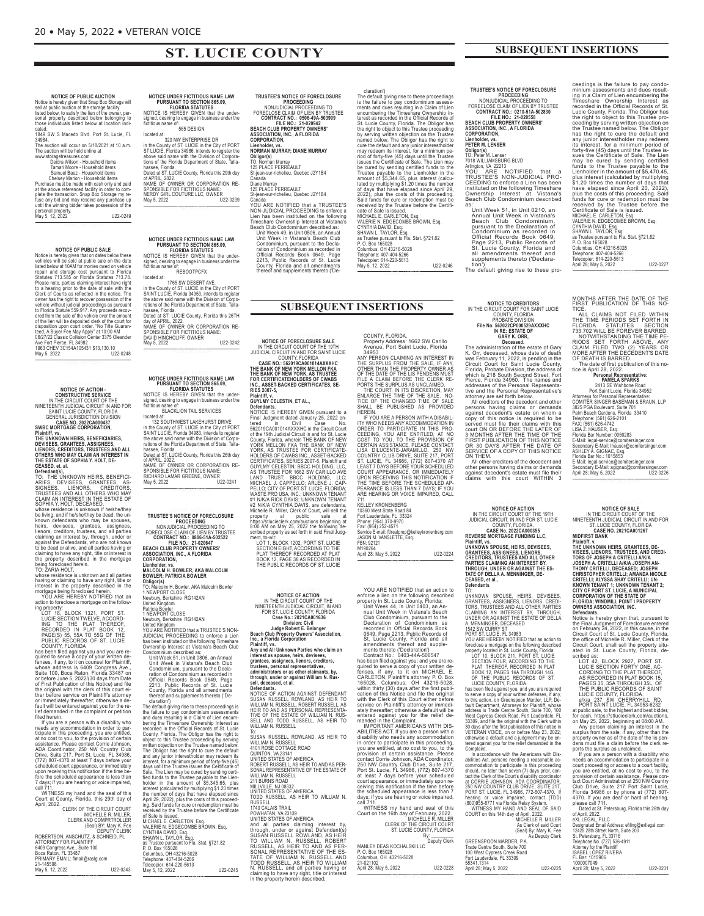# ST. LUCIE COUNTY

## SUBSEQUENT INSERTIONS

**NOTICE OF PUBLIC AUCTION**

Notice is hereby given that Snap Box Storage will sell at public auction at the storage facility listed below, to satisfy the lien of the owner, personal property described below belonging to those individuals listed below at location indicated:

1849 SW S Macedo Blvd. Port St. Lucie, Fl. 34984.

The auction will occur on 5/18/2021 at 10 a.m. The auction will be held online at www.storagetreasures.com

Deidra Wilson - Household items
Tamari Moore - Household items
Samuel Baez - Household items
Chelsey Marion - Household items

Purchase must be made with cash only and paid at the above referenced facility in order to complete the transaction. Snap Box Storage my refuse any bid and may rescind any purchase up until the winning bidder takes possession of the personal property.

May 5, 12, 2022 U22-0249

**NOTICE OF PUBLIC SALE**

Notice is hereby given that on dates below these vehicles will be sold at public sale on the date listed below at 10AM for monies owed on vehicle repair and storage cost pursuant to Florida Statutes 713.585 or Florida Statutes 713.78. Please note, parties claiming interest have right to a hearing prior to the date of sale with the Clerk of Courts as reflected in the notice. The owner has the right to recover possession of the vehicle without judicial proceedings as pursuant to Florida Statute 559.917. Any proceeds recovered from the sale of the vehicle over the amount of the lien will be deposited clerk of the court for disposition upon court order. "No Title Guaranteed, A Buyer Fee May Apply" at 10:00 AM

06/27/22 Classic Collision Center 3375 Oleander Ave Fort Pierce, FL 34982

1963 CHEV 3C154A105431 $13,130.10

May 5, 2022 U22-0248

**NOTICE OF ACTION - CONSTRUCTIVE SERVICE**
IN THE CIRCUIT COURT OF THE NINETEENTH JUDICIAL CIRCUIT IN AND FOR SAINT LUCIE COUNTY, FLORIDA
GENERAL JURISDICTION DIVISION
**CASE NO. 2022CA000437**
**SWBC MORTGAGE CORPORATION, Plaintiff, vs.**
**THE UNKNOWN HEIRS, BENEFICIARIES, DEVISEES, GRANTEES, ASSIGNEES, LIENORS, CREDITORS, TRUSTEES AND ALL OTHERS WHO MAY CLAIM AN INTEREST IN THE ESTATE OF SOPHIA Y. HOLT, DECEASED, et. al.**
**Defendant(s),**

TO: THE UNKNOWN HEIRS, BENEFICIARIES, DEVISEES, GRANTEES, ASSIGNEES, LIENORS, CREDITORS, TRUSTEES AND ALL OTHERS WHO MAY CLAIM AN INTEREST IN THE ESTATE OF SOPHIA Y. HOLT, DECEASED,

whose residence is unknown if he/she/they be living; and if he/she/they be dead, the unknown defendants who may be spouses, heirs, devisees, grantees, assignees, lienors, creditors, trustees, and all parties claiming an interest by, through, under or against the Defendants, who are not known to be dead or alive, and all parties having or claiming to have any right, title or interest in the property described in the mortgage being foreclosed herein.

TO: ZARIA HOLT,

whose residence is unknown and all parties having or claiming to have any right, title or interest in the property described in the mortgage being foreclosed herein.

YOU ARE HEREBY NOTIFIED that an action to foreclose a mortgage on the following property:

LOT 18, BLOCK 1321, PORT ST. LUCIE SECTION TWELVE, ACCORDING TO THE PLAT THEREOF, RECORDED IN PLAT BOOK 12, PAGE(S) 55, 55A TO 55G OF THE PUBLIC RECORDS OF ST. LUCIE COUNTY, FLORIDA

has been filed against you and you are required to serve a copy of your written defenses, if any, to it on counsel for Plaintiff, whose address is 6409 Congress Ave., Suite 100, Boca Raton, Florida 33487 on or before June 5, 2022/(30 days from Date of First Publication of this Notice) and file the original with the clerk of this court either before service on Plaintiff's attorney or immediately thereafter; otherwise a default will be entered against you for the relief demanded in the complaint or petition filed herein.

If you are a person with a disability who needs any accommodation in order to participate in this proceeding, you are entitled, at no cost to you, to the provision of certain assistance. Please contact Corrie Johnson, ADA Coordinator, 250 NW Country Club Drive, Suite 217, Port St. Lucie, FL 34986, (772) 807-4370 at least 7 days before your scheduled court appearance, or immediately upon receiving this notification if the time before the scheduled appearance is less than 7 days; if you are hearing or voice impaired, call 711.

WITNESS my hand and the seal of this Court at County, Florida, this 29th day of April, 2022.

CLERK OF THE CIRCUIT COURT
MICHELLE R. MILLER, CLERK AND COMPTROLLER
(Seal) BY: Mary K. Fee
DEPUTY CLERK

ROBERTSON, ANSCHUTZ, & SCHNEID, PL
ATTORNEY FOR PLAINTIFF
6409 Congress Ave., Suite 100
Boca Raton, FL 33487
PRIMARY EMAIL: flmail@raslg.com
21-145598
May 5, 12, 2022 U22-0243

**NOTICE UNDER FICTITIOUS NAME LAW PURSUANT TO SECTION 865.09, FLORIDA STATUTES**

NOTICE IS HEREBY GIVEN that the undersigned, desiring to engage in business under the fictitious name of:

565 DESIGN

located at:

320 NW ENTERPRISE DR

in the County of ST. LUCIE in the City of PORT ST LUCIE, Florida 34986, intends to register the above said name with the Division of Corporations of the Florida Department of State, Tallahassee, Florida.

Dated at ST. LUCIE County, Florida this 29th day of APRIL, 2022.

NAME OF OWNER OR CORPORATION RESPONSIBLE FOR FICTITIOUS NAME:
NERDY GIRL COUTURE LLC, OWNER

May 5, 2022 U22-0239

**NOTICE UNDER FICTITIOUS NAME LAW PURSUANT TO SECTION 865.09, FLORIDA STATUTES**

NOTICE IS HEREBY GIVEN that the undersigned, desiring to engage in business under the fictitious name of:

REBOOTPCFX

located at:

1765 SW DESERT AVE

in the County of ST. LUCIE in the City of PORT SAINT LUCIE, Florida 34953, intends to register the above said name with the Division of Corporations of the Florida Department of State, Tallahassee, Florida.

Dated at ST. LUCIE County, Florida this 26TH day of APRIL, 2022.

NAME OF OWNER OR CORPORATION RESPONSIBLE FOR FICTITIOUS NAME:
DAVID HINCHCLIFF, OWNER

May 5, 2022 U22-0242

**NOTICE UNDER FICTITIOUS NAME LAW PURSUANT TO SECTION 865.09, FLORIDA STATUTES**

NOTICE IS HEREBY GIVEN that the undersigned, desiring to engage in business under the fictitious name of:

BLACKLION TAIL SERVICES

located at:

132 SOUTHWEST LAKEHURST DRIVE

in the County of ST. LUCIE in the City of PORT SAINT LUCIE, Florida 34983, intends to register the above said name with the Division of Corporations of the Florida Department of State, Tallahassee, Florida.

Dated at ST. LUCIE County, Florida this 26th day of APRIL, 2022.

NAME OF OWNER OR CORPORATION RESPONSIBLE FOR FICTITIOUS NAME:
RICHARD LAMAR GREENE, OWNER

May 5, 2022 U22-0241

**TRUSTEE'S NOTICE OF FORECLOSURE PROCEEDING**
NONJUDICIAL PROCEEDING TO FORECLOSE CLAIM OF LIEN BY TRUSTEE
**CONTRACT NO.: 0806-61A-502522**
**FILE NO.: 21-020647**
**BEACH CLUB PROPERTY OWNERS' ASSOCIATION, INC., A FLORIDA CORPORATION, Lienholder, vs.**
**MALCOLM H. BOWLER, AKA MALCOLM BOWLER; PATRICIA BOWLER**
**Obligor(s)**

TO: Malcolm H. Bowler, AKA Malcolm Bowler
1 NEWPORT CLOSE
Newbury, Berkshire RG142AN
United Kingdom
Patricia Bowler
1 NEWPORT CLOSE
Newbury, Berkshire RG142AN
United Kingdom

YOU ARE NOTIFIED that a TRUSTEE'S NON-JUDICIAL PROCEEDING to enforce a Lien has been instituted on the following Timeshare Ownership Interest at Vistana's Beach Club Condominium described as:

Unit Week 51, in Unit 0806, an Annual Unit Week in Vistana's Beach Club Condominium, pursuant to the Declaration of Condominium as recorded in Official Records Book 0649, Page 2213, Public Records of St. Lucie County, Florida and all amendments thereof and supplements thereto ('Declaration')

The default giving rise to these proceedings is the failure to pay condominium assessments and dues resulting in a Claim of Lien encumbering the Timeshare Ownership Interest as recorded in the Official Records of St. Lucie County, Florida. The Obligor has the right to object to this Trustee proceeding by serving written objection on the Trustee named below. The Obligor has the right to cure the default and any junior interestholder may redeem its interest, for a minimum period of forty-five (45) days until the Trustee issues the Certificate of Sale. The Lien may be cured by sending certified funds to the Trustee payable to the Lienholder in the amount of $5,345.65, plus interest (calculated by multiplying $1.20 times the number of days that have elapsed since April 29, 2022), plus the costs of this proceeding. Said funds for cure or redemption must be received by the Trustee before the Certificate of Sale is issued.

MICHAEL E. CARLETON, Esq.
VALERIE N. EDGECOMBE BROWN, Esq.
CYNTHIA DAVID, Esq.
SHAWN L. TAYLOR, Esq.
as Trustee pursuant to Fla. Stat. §721.82
P. O. Box 165028
Columbus, OH 43216-5028
Telephone: 407-404-5266
Telecopier: 614-220-5613
May 5, 12, 2022 U22-0245

**TRUSTEE'S NOTICE OF FORECLOSURE PROCEEDING**
NONJUDICIAL PROCEEDING TO FORECLOSE CLAIM OF LIEN BY TRUSTEE
**CONTRACT NO.: 0506-49A-503909**
**FILE NO.: 21-020942**
**BEACH CLUB PROPERTY OWNERS' ASSOCIATION, INC., A FLORIDA CORPORATION, Lienholder, vs.**
**NORMAN MURRAY; DIANE MURRAY**
**Obligor(s)**

TO: Norman Murray
125 PLACE PERREAULT
St-jean-sur-richelieu, Quebec J2Y1B4
Canada
Diane Murray
125 PLACE PERREAULT
St-jean-sur-richelieu, Quebec J2Y1B4
Canada

YOU ARE NOTIFIED that a TRUSTEE'S NON-JUDICIAL PROCEEDING to enforce a Lien has been instituted on the following Timeshare Ownership Interest at Vistana's Beach Club Condominium described as:

Unit Week 49, in Unit 0506, an Annual Unit Week in Vistana's Beach Club Condominium, pursuant to the Declaration of Condominium as recorded in Official Records Book 0649, Page 2213, Public Records of St. Lucie County, Florida and all amendments thereof and supplements thereto ('Declaration')

The default giving rise to these proceedings is the failure to pay condominium assessments and dues resulting in a Claim of Lien encumbering the Timeshare Ownership Interest as recorded in the Official Records of St. Lucie County, Florida. The Obligor has the right to object to this Trustee proceeding by serving written objection on the Trustee named below. The Obligor has the right to cure the default and any junior interestholder may redeem its interest, for a minimum period of forty-five (45) days until the Trustee issues the Certificate of Sale. The Lien may be cured by sending certified funds to the Trustee payable to the Lienholder in the amount of $5,344.65, plus interest (calculated by multiplying $1.20 times the number of days that have elapsed since April 29, 2022), plus the costs of this proceeding. Said funds for cure or redemption must be received by the Trustee before the Certificate of Sale is issued.

MICHAEL E. CARLETON, Esq.
VALERIE N. EDGECOMBE BROWN, Esq.
CYNTHIA DAVID, Esq.
SHAWN L. TAYLOR, Esq.
as Trustee pursuant to Fla. Stat. §721.82
P. O. Box 165028
Columbus, OH 43216-5028
Telephone: 407-404-5266
Telecopier: 614-220-5613
May 5, 12, 2022 U22-0246

**TRUSTEE'S NOTICE OF FORECLOSURE PROCEEDING**
NONJUDICIAL PROCEEDING TO FORECLOSE CLAIM OF LIEN BY TRUSTEE
**CONTRACT NO.: 0210-51A-502830**
**FILE NO.: 21-020558**
**BEACH CLUB PROPERTY OWNERS' ASSOCIATION, INC., A FLORIDA CORPORATION, Lienholder, vs.**
**PETER M. LENSER**
**Obligor(s)**

TO: Peter M. Lenser
7018 WILLIAMSBURG BLVD
Arlington, VA 22213

YOU ARE NOTIFIED that a TRUSTEE'S NON-JUDICIAL PROCEEDING to enforce a Lien has been instituted on the following Timeshare Ownership Interest at Vistana's Beach Club Condominium described as:

Unit Week 51, in Unit 0210, an Annual Unit Week in Vistana's Beach Club Condominium, pursuant to the Declaration of Condominium as recorded in Official Records Book 0649, Page 2213, Public Records of St. Lucie County, Florida and all amendments thereof and supplements thereto ('Declaration')

The default giving rise to these proceedings is the failure to pay condominium assessments and dues resulting in a Claim of Lien encumbering the Timeshare Ownership Interest as recorded in the Official Records of St. Lucie County, Florida. The Obligor has the right to object to this Trustee proceeding by serving written objection on the Trustee named below. The Obligor has the right to cure the default and any junior interestholder may redeem its interest, for a minimum period of forty-five (45) days until the Trustee issues the Certificate of Sale. The Lien may be cured by sending certified funds to the Trustee payable to the Lienholder in the amount of $5,470.45, plus interest (calculated by multiplying $1.20 times the number of days that have elapsed since April 20, 2022), plus the costs of this proceeding. Said funds for cure or redemption must be received by the Trustee before the Certificate of Sale is issued.

MICHAEL E. CARLETON, Esq.
VALERIE N. EDGECOMBE BROWN, Esq.
CYNTHIA DAVID, Esq.
SHAWN L. TAYLOR, Esq.
as Trustee pursuant to Fla. Stat. §721.82
P. O. Box 165028
Columbus, OH 43216-5028
Telephone: 407-404-5266
Telecopier: 614-220-5613
April 28; May 5, 2022 U22-0227

## SUBSEQUENT INSERTIONS

**NOTICE OF FORECLOSURE SALE**
IN THE CIRCUIT COURT OF THE 19TH JUDICIAL CIRCUIT IN AND FOR SAINT LUCIE COUNTY, FLORIDA
**CASE NO.: 562019CA001014AXXXHC**
**THE BANK OF NEW YORK MELLON FKA THE BANK OF NEW YORK, AS TRUSTEE FOR CERTIFICATEHOLDERS OF CWABS INC., ASSET-BACKED CERTIFICATES, SERIES 2007-5, Plaintiff, v.**
**GUYLMY CELESTIN, ET AL., Defendants.**

NOTICE IS HEREBY GIVEN pursuant to a Final Judgment dated January 25, 2022 entered in Civil Case No. 562019CA001014AXXXHC in the Circuit Court of the 19th Judicial Circuit in and for St. Lucie County, Florida, wherein THE BANK OF NEW YORK MELLON FKA THE BANK OF NEW YORK, AS TRUSTEE FOR CERTIFICATEHOLDERS OF CWABS INC., ASSET-BACKED CERTIFICATES, SERIES 2007-5, Plaintiff and GUYLMY CELESTIN; BBCC HOLDING, LLC, AS TRUSTEE FOR 1662 SW CARILLO AVE LAND TRUST; BBCC HOLDING, LLC; MICHAEL J. CAPPELLO; ARLENE J. CAPPELLO; CITY OF PORT ST. LUCIE, FLORIDA; WASTE PRO USA, INC.; UNKNOWN TENANT #1 N/K/A RICH DAVIS; UNKNOWN TENANT #2 N/K/A CYNTHIA DAVIS, are defendants, Michelle R. Miller, Clerk of Court, will sell the property at public sale at https://stlucieclerk.com/auctions beginning at 8:00 AM on May 25, 2022 the following described property as set forth in said Final Judgment, to-wit:

LOT 1, BLOCK 1202, PORT ST. LUCIE SECTION EIGHT, ACCORDING TO THE PLAT THEREOF RECORDED AT PLAT BOOK 12, PAGE 38 AS RECORDED IN THE PUBLIC RECORDS OF ST. LUCIE COUNTY, FLORIDA.

Property Address: 1662 SW Carillo Avenue, Port Saint Lucie, Florida 34953

ANY PERSON CLAIMING AN INTEREST IN THE SURPLUS FROM THE SALE, IF ANY, OTHER THAN THE PROPERTY OWNER AS OF THE DATE OF THE LIS PENDENS MUST FILE A CLAIM BEFORE THE CLERK REPORTS THE SURPLUS AS UNCLAIMED.

THE COURT, IN ITS DISCRETION, MAY ENLARGE THE TIME OF THE SALE. NOTICE OF THE CHANGED TIME OF SALE SHALL BE PUBLISHED AS PROVIDED HEREIN.

IF YOU ARE A PERSON WITH A DISABILITY WHO NEEDS ANY ACCOMMODATION IN ORDER TO PARTICIPATE IN THIS PROCEEDING, YOU ARE ENTITLED, AT NO COST TO YOU, TO THE PROVISION OF CERTAIN ASSISTANCE. PLEASE CONTACT LISA DILUCENTE-JARAMILLO, 250 NW COUNTRY CLUB DRIVE, SUITE 217, PORT ST. LUCIE, FL 34986, (772) 807-4370 AT LEAST 7 DAYS BEFORE YOUR SCHEDULED COURT APPEARANCE, OR IMMEDIATELY UPON RECEIVING THIS NOTIFICATION IF THE TIME BEFORE THE SCHEDULED APPEARANCE IS LESS THAN 7 DAYS; IF YOU ARE HEARING OR VOICE IMPAIRED, CALL 711.

KELLEY KRONENBERG
10360 West State Road 84
Fort Lauderdale, FL 33324
Phone: (954) 370-9970
Fax: (954) 252-4571
Service E-mail: ftlrealprop@kelleykronenberg.com
JASON M. VANSLETTE, Esq.
FBN: 92121
M190264
April 28; May 5, 2022 U22-0224

**NOTICE OF ACTION**
IN THE CIRCUIT COURT OF THE NINETEENTH JUDICIAL CIRCUIT, IN AND FOR ST. LUCIE COUNTY, FLORIDA
**Case No.: 2021CA001636**
**Division: Civil**
**Judge Robert E. Belanger**
**Beach Club Property Owners' Association, Inc., a Florida Corporation Plaintiff, vs.**
**Any and All Unknown Parties who claim an interest as spouse, heirs, devisees, grantees, assignees, lienors, creditors, trustees, personal representatives, administrators or as other claimants, by, through, under or against William N. Russell, deceased, et al. Defendants.**

NOTICE OF ACTION AGAINST DEFENDANT SUSAN RUSSELL ROWLAND, AS HEIR TO WILLIAM N. RUSSELL, ROBERT RUSSELL, AS HEIR TO AND AS PERSONAL REPRESENTATIVE OF THE ESTATE OF WILLIAM N. RUSSELL AND TODD RUSSELL, AS HEIR TO WILLIAM N. RUSSELL

To:
SUSAN RUSSELL ROWLAND, AS HEIR TO WILLIAM N. RUSSELL
4101 ROSE COTTAGE ROAD
QUINTON, VA 23141
UNITED STATES OF AMERICA
ROBERT RUSSELL, AS HEIR TO AND AS PERSONAL REPRESENTATIVE OF THE ESTATE OF WILLIAM N. RUSSELL
211 BURNS ROAD
MILLVILLE, NJ 08332
UNITED STATES OF AMERICA
TODD RUSSELL, AS HEIR TO WILLIAM N. RUSSELL
1740 CALAIS TRAIL
POWHATAN, VA 23139
UNITED STATES OF AMERICA

and all parties claiming interest by, through, under or against Defendant(s) SUSAN RUSSELL ROWLAND, AS HEIR TO WILLIAM N. RUSSELL, ROBERT RUSSELL, AS HEIR TO AND AS PERSONAL REPRESENTATIVE OF THE ESTATE OF WILLIAM N. RUSSELL AND TODD RUSSELL, AS HEIR TO WILLIAM N. RUSSELL, and all parties having or claiming to have any right, title or interest in the property herein described;

YOU ARE NOTIFIED that an action to enforce a lien on the following described property in St. Lucie County, Florida:

Unit Week 44, in Unit 0403, an Annual Unit Week in Vistana's Beach Club Condominium, pursuant to the Declaration of Condominium as recorded in Official Records Book 0649, Page 2213, Public Records of St. Lucie County, Florida and all amendments thereof and supplements thereto ('Declaration')

Contract No.: 0403-44A-506547

has been filed against you; and you are required to serve a copy of your written defenses, if any, to it on MICHAEL E. CARLETON, Plaintiff's attorney, P. O. Box 165028, Columbus, OH 43216-5028, within thirty (30) days after the first publication of this Notice and file the original with the Clerk of this Court either before service on Plaintiff's attorney or immediately thereafter; otherwise a default will be entered against you for the relief demanded in the Complaint.

IMPORTANT AMERICANS WITH DISABILITIES ACT. If you are a person with a disability who needs any accommodation in order to participate in this proceeding, you are entitled, at no cost to you, to the provision of certain assistance. Please contact Corrie Johnson, ADA Coordinator, 250 NW Country Club Drive, Suite 217, Port St. Lucie, FL 34986, (772) 807-4370 at least 7 days before your scheduled court appearance, or immediately upon receiving this notification if the time before the scheduled appearance is less than 7 days; if you are hearing or voice impaired, call 711.

WITNESS my hand and seal of this Court on the 16th day of February, 2022.

MICHELLE R. MILLER
CLERK OF THE CIRCUIT COURT
ST. LUCIE COUNTY, FLORIDA
By: \_\_\_\_\_\_\_\_
Deputy Clerk

MANLEY DEAS KOCHALSKI LLC
P. O. Box 165028
Columbus, OH 43216-5028
21-021102
April 28; May 5, 2022 U22-0228

**NOTICE TO CREDITORS**
IN THE CIRCUIT COURT FOR SAINT LUCIE COUNTY, FLORIDA
PROBATE DIVISION
**File No. 562022CP000529AXXXHC**
**IN RE: ESTATE OF GARY K. ORR, Deceased.**

The administration of the estate of Gary K. Orr, deceased, whose date of death was February 11, 2022, is pending in the Circuit Court for Saint Lucie County, Florida, Probate Division, the address of which is 218 South Second Street, Fort Pierce, Florida 34950. The names and addresses of the Personal Representative and the Personal Representative's attorney are set forth below.

All creditors of the decedent and other persons having claims or demands against decedent's estate on whom a copy of this notice is required to be served must file their claims with this court ON OR BEFORE THE LATER OF 3 MONTHS AFTER THE TIME OF THE FIRST PUBLICATION OF THIS NOTICE OR 30 DAYS AFTER THE DATE OF SERVICE OF A COPY OF THIS NOTICE ON THEM.

All other creditors of the decedent and other persons having claims or demands against decedent's estate must file their claims with this court WITHIN 3 MONTHS AFTER THE DATE OF THE FIRST PUBLICATION OF THIS NOTICE.

ALL CLAIMS NOT FILED WITHIN THE TIME PERIODS SET FORTH IN FLORIDA STATUTES SECTION 733.702 WILL BE FOREVER BARRED.

NOTWITHSTANDING THE TIME PERIODS SET FORTH ABOVE, ANY CLAIM FILED TWO (2) YEARS OR MORE AFTER THE DECEDENT'S DATE OF DEATH IS BARRED.

The date of first publication of this notice is April 28, 2022.

**Personal Representative:**
**PAMELA SPARKS**
2413 SE Whitehorse Road
Port Saint Lucie, Florida 34952

Attorneys for Personal Representative:
COMITER SINGER BASEMAN & BRAUN, LLP
3825 PGA Boulevard, Suite 701
Palm Beach Gardens, Florida 33410
Telephone: (561) 626-2101
FAX: (561) 626-4742
LISA Z. HAUSER, Esq.
Florida Bar Number: 0060283
E-Mail: legal-service@comitersinger.com
Secondary E-Mail: lhauser@comitersinger.com
ASHLEY A. GONAC, Esq.
Florida Bar No.: 1015853
E-Mail: legal-service@comitersinger.com
Secondary E-Mail: agignac@comitersinger.com
April 28; May 5, 2022 U22-0226

**NOTICE OF ACTION**
IN THE CIRCUIT COURT OF THE 19TH JUDICIAL CIRCUIT, IN AND FOR ST. LUCIE COUNTY, FLORIDA.
**CASE No. 2022CA000355**
**REVERSE MORTGAGE FUNDING LLC, Plaintiff, vs.**
**UNKNOWN SPOUSE, HEIRS, DEVISEES, GRANTEES, ASSIGNEES, LIENORS, CREDITORS, TRUSTEES AND ALL OTHER PARTIES CLAIMING AN INTEREST BY, THROUGH, UNDER OR AGAINST THE ESTATE OF DELLA A. MENNINGER, DECEASED, et al., Defendants**

TO:
UNKNOWN SPOUSE, HEIRS, DEVISEES, GRANTEES, ASSIGNEES, LIENORS, CREDITORS, TRUSTEES AND ALL OTHER PARTIES CLAIMING AN INTEREST BY, THROUGH, UNDER OR AGAINST THE ESTATE OF DELLA A. MENNINGER, DECEASED
1542 SW CURRY ST
PORT ST. LUCIE, FL 34983

YOU ARE HEREBY NOTIFIED that an action to foreclose a mortgage on the following described property located in St. Lucie County, Florida:

LOT 10, BLOCK 211, PORT ST. LUCIE SECTION FOUR, ACCORDING TO THE PLAT THEREOF, RECORDED IN PLAT BOOK 12, PAGES 14A THROUGH 14G, OF THE PUBLIC RECORDS OF ST. LUCIE COUNTY, FLORIDA.

has been filed against you, and you are required to serve a copy of your written defenses, if any, to this action, on Greenspoon Marder, LLP, Default Department, Attorneys for Plaintiff, whose address is Trade Centre South, Suite 700, 100 West Cypress Creek Road, Fort Lauderdale, FL 33309, and file the original with the Clerk within 30 days after the first publication of this notice in VETERAN VOICE, on or before May 23, 2022; otherwise a default and a judgment may be entered against you for the relief demanded in the Complaint.

In accordance with the Americans with Disabilities Act, persons needing a reasonable accommodation to participate in this proceeding should, no later than seven (7) days prior, contact the Clerk of the Court's disability coordinator at CORRIE JOHNSON, ADA COORDINATOR, 250 NW COUNTRY CLUB DRIVE, SUITE 217, PORT ST. LUCIE, FL 34986, 772-807-4370. If hearing or voice impaired, contact (TDD) (800)955-8771 via Florida Relay System.

WITNESS MY HAND AND SEAL OF SAID COURT on this 14th day of April, 2022.

MICHELLE R. MILLER
As Clerk of said Court
(Seal) By Mary K. Fee
As Deputy Clerk

GREENSPOON MARDER, P.A.
Trade Centre South, Suite 700
100 West Cypress Creek Road
Fort Lauderdale, FL 33309
58341.1314
April 28; May 5, 2022 U22-0225

**NOTICE OF SALE**
IN THE CIRCUIT COURT OF THE NINETEENTH JUDICIAL CIRCUIT IN AND FOR ST. LUCIE COUNTY, FLORIDA
**CASE NO. 2021CA001267**
**MIDFIRST BANK Plaintiff, v.**
**THE UNKNOWN HEIRS, GRANTEES, DEVISEES, LIENORS, TRUSTEES, AND CREDITORS OF JOSEPH A CRITELLI A/K/A JOSEPH A. CRITELLI A/K/A JOSEPH ANTHONY CRITELLI, DECEASED; JOSEPH CHRISTOPHER CRITELLI; AMANDA NICOLE CRITELLI; ALYSSA SHAY CRITELLI; UNKNOWN TENANT 1; UNKNOWN TENANT 2; CITY OF PORT ST. LUCIE, A MUNICIPAL CORPORATION OF THE STATE OF FLORIDA; WINDMILL POINT I PROPERTY OWNERS ASSOCIATION, INC. Defendants.**

Notice is hereby given that, pursuant to the Final Judgment of Foreclosure entered on February 24, 2022, in this cause, in the Circuit Court of St. Lucie County, Florida, the office of Michelle R. Miller, Clerk of the Circuit Court, shall sell the property situated in St. Lucie County, Florida, described as:

LOT 42, BLOCK 2927, PORT ST. LUCIE SECTION FORTY ONE, ACCORDING TO THE PLAT THEREOF, AS RECORDED IN PLAT BOOK 15, PAGES 35, 35A THROUGH 35L, OF THE PUBLIC RECORDS OF SAINT LUCIE COUNTY, FLORIDA.

a/k/a 237 SW CHERRYHILL RD, PORT SAINT LUCIE, FL 34953-6232

at public sale, to the highest and best bidder, for cash, https://stlucieclerk.com/auctions, on May 25, 2022, beginning at 08:00 AM.

Any person claiming an interest in the surplus from the sale, if any, other than the property owner as of the date of the lis pendens must file a claim before the clerk reports the surplus as unclaimed.

If you are a person with a disability who needs an accommodation to participate in a court proceeding or access to a court facility, you are entitled, at no cost to you, to the provision of certain assistance. Please contact Court Administration at 250 NW Country Club Drive, Suite 217 Port Saint Lucie, Florida 34986 or by phone at (772) 807-4370. If you are deaf or hard of hearing, please call 711.

Dated at St. Petersburg, Florida this 26th day of April, 2022.

eXL LEGAL, PLLC
Designated Email Address: efiling@exllegal.com
12425 28th Street North, Suite 200
St. Petersburg, FL 33716
Telephone No. (727) 536-4911
Attorney for the Plaintiff
ISABEL LÓPEZ RIVERA
FL Bar: 1015906
1000007049
April 28; May 5, 2022 U22-0231